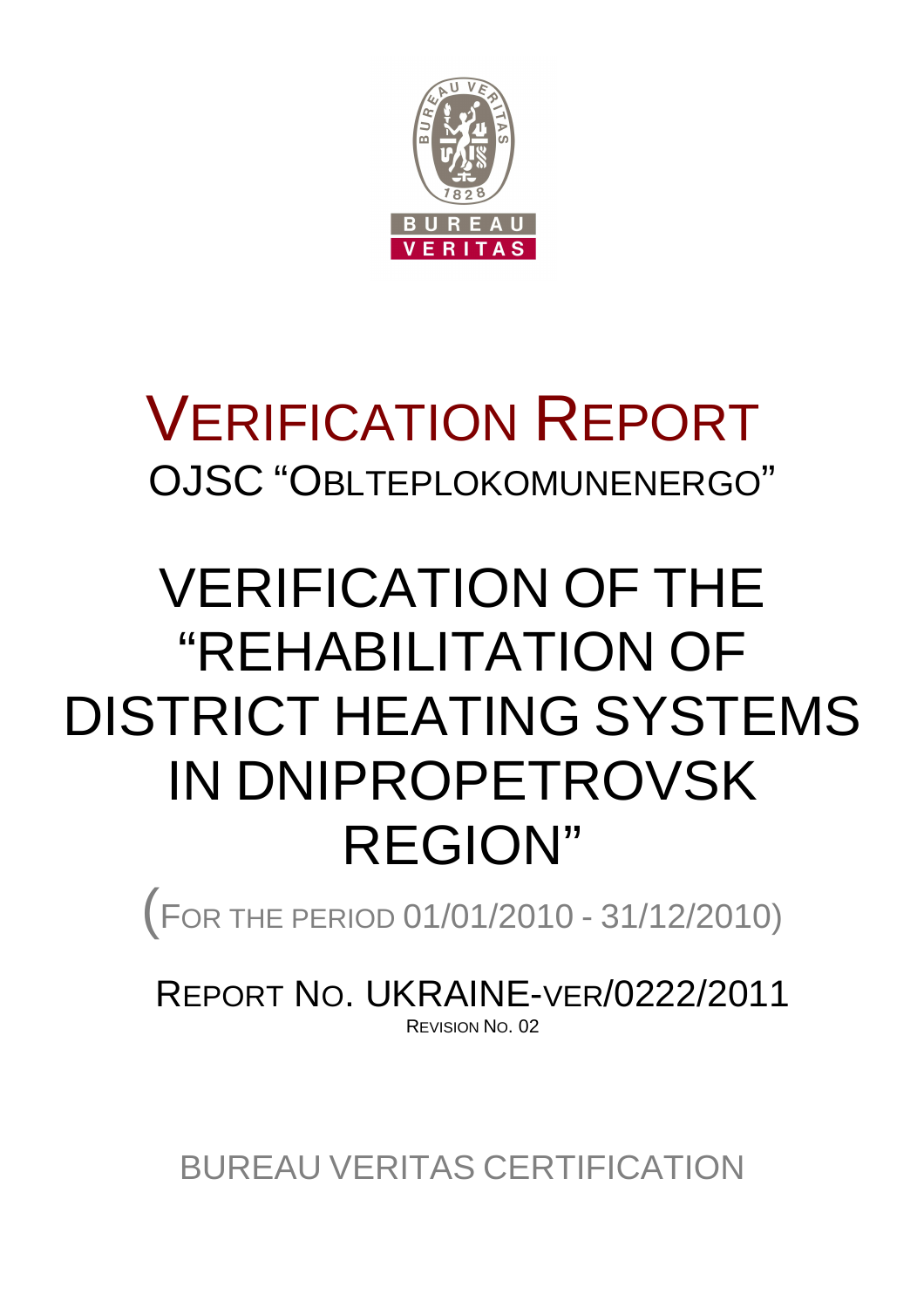# VERIFICATION REPORT

OJSC "OBLTEPLOKOMUNENERGO"

# VERIFICATION OF THE "REHABILITATION OF DISTRICT HEATING SYSTEMS IN DNIPROPETROVSK REGION"

(FOR THE PERIOD 01/01/2010 - 31/12/2010)

REPORT NO. UKRAINE-VER/0222/2011

REVISION NO. 02

BUREAU VERITAS CERTIFICATION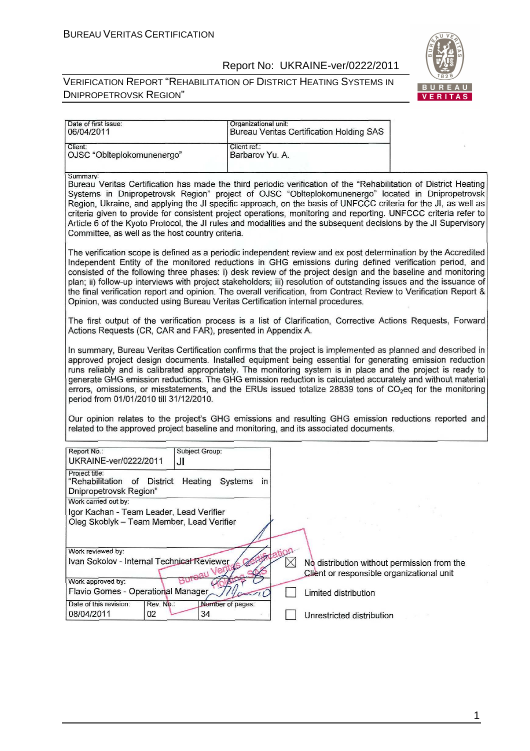| Date of first issue: 06/04/2011 | Organizational unit: Bureau Veritas Certification Holding SAS |
| --- | --- |
| Client: OJSC "Oblteplokomunenergo" | Client ref.: Barbarov Yu. A. |

Summary:

Bureau Veritas Certification has made the third periodic verification of the "Rehabilitation of District Heating Systems in Dnipropetrovsk Region" project of OJSC "Oblteplokomunenergo" located in Dnipropetrovsk Region, Ukraine, and applying the JI specific approach, on the basis of UNFCCC criteria for the JI, as well as criteria given to provide for consistent project operations, monitoring and reporting. UNFCCC criteria refer to Article 6 of the Kyoto Protocol, the JI rules and modalities and the subsequent decisions by the JI Supervisory Committee, as well as the host country criteria.

The verification scope is defined as a periodic independent review and ex post determination by the Accredited Independent Entity of the monitored reductions in GHG emissions during defined verification period, and consisted of the following three phases: i) desk review of the project design and the baseline and monitoring plan; ii) follow-up interviews with project stakeholders; iii) resolution of outstanding issues and the issuance of the final verification report and opinion. The overall verification, from Contract Review to Verification Report & Opinion, was conducted using Bureau Veritas Certification internal procedures.

The first output of the verification process is a list of Clarification, Corrective Actions Requests, Forward Actions Requests (CR, CAR and FAR), presented in Appendix A.

In summary, Bureau Veritas Certification confirms that the project is implemented as planned and described in approved project design documents. Installed equipment being essential for generating emission reduction runs reliably and is calibrated appropriately. The monitoring system is in place and the project is ready to generate GHG emission reductions. The GHG emission reduction is calculated accurately and without material errors, omissions, or misstatements, and the ERUs issued totalize 28839 tons of $CO_2$eq for the monitoring period from 01/01/2010 till 31/12/2010.

Our opinion relates to the project's GHG emissions and resulting GHG emission reductions reported and related to the approved project baseline and monitoring, and its associated documents.

| Report No.: UKRAINE-ver/0222/2011 | Subject Group: JI | |
| --- | --- | --- |
| Project title: "Rehabilitation of District Heating Systems in Dnipropetrovsk Region" | | |
| Work carried out by: Igor Kachan - Team Leader, Lead Verifier; Oleg Skoblyk – Team Member, Lead Verifier | | |
| Work reviewed by: Ivan Sokolov - Internal Technical Reviewer | | |
| Work approved by: Flavio Gomes - Operational Manager | | |
| Date of this revision: 08/04/2011 | Rev. No.: 02 | Number of pages: 34 |

- ☒ No distribution without permission from the Client or responsible organizational unit
- ☐ Limited distribution
- ☐ Unrestricted distribution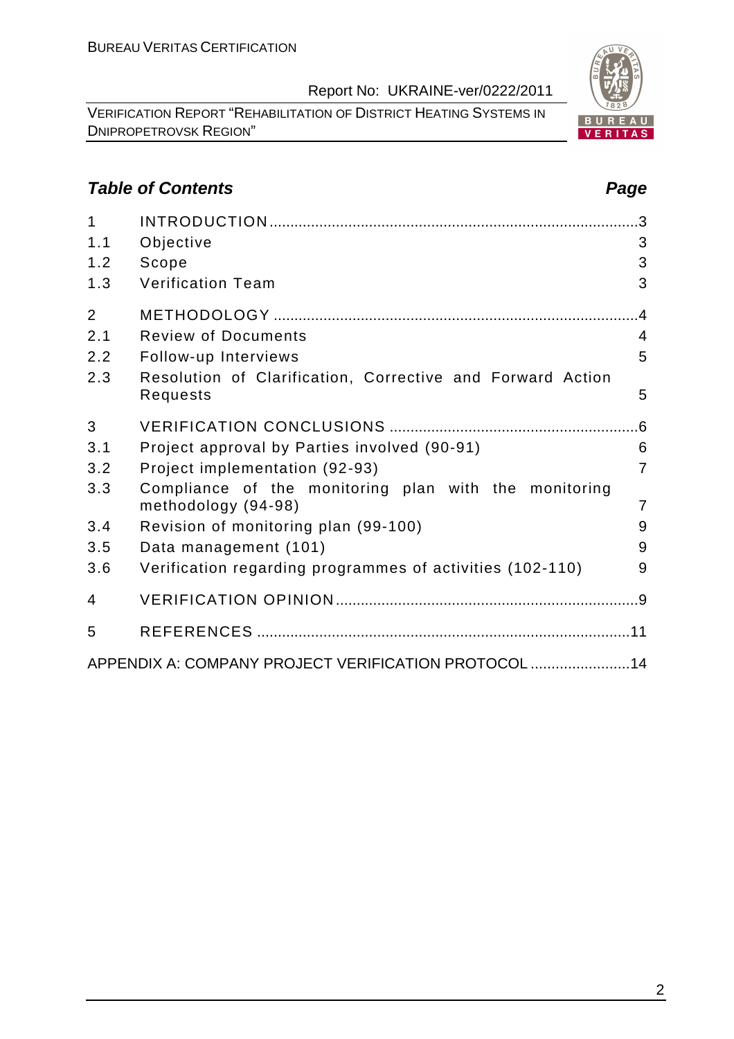## *Table of Contents* *Page*

| | | |
|---|---|---|
| 1 | INTRODUCTION | 3 |
| 1.1 | Objective | 3 |
| 1.2 | Scope | 3 |
| 1.3 | Verification Team | 3 |
| 2 | METHODOLOGY | 4 |
| 2.1 | Review of Documents | 4 |
| 2.2 | Follow-up Interviews | 5 |
| 2.3 | Resolution of Clarification, Corrective and Forward Action Requests | 5 |
| 3 | VERIFICATION CONCLUSIONS | 6 |
| 3.1 | Project approval by Parties involved (90-91) | 6 |
| 3.2 | Project implementation (92-93) | 7 |
| 3.3 | Compliance of the monitoring plan with the monitoring methodology (94-98) | 7 |
| 3.4 | Revision of monitoring plan (99-100) | 9 |
| 3.5 | Data management (101) | 9 |
| 3.6 | Verification regarding programmes of activities (102-110) | 9 |
| 4 | VERIFICATION OPINION | 9 |
| 5 | REFERENCES | 11 |
| | APPENDIX A: COMPANY PROJECT VERIFICATION PROTOCOL | 14 |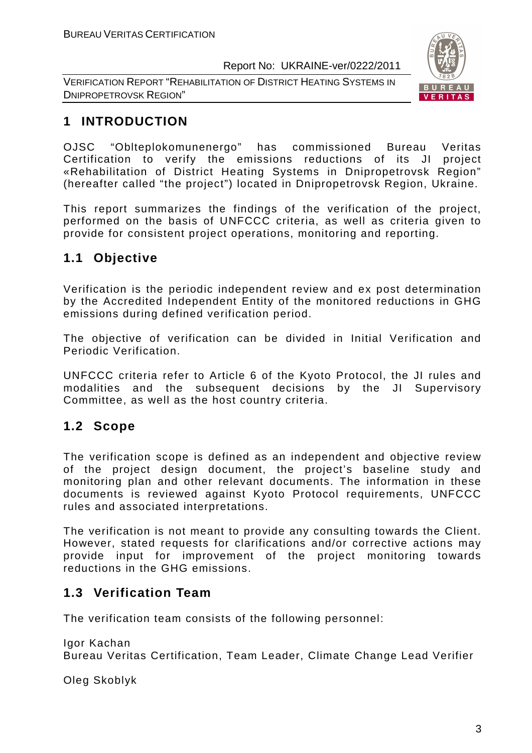# 1 INTRODUCTION

OJSC "Oblteplokomunenergo" has commissioned Bureau Veritas Certification to verify the emissions reductions of its JI project «Rehabilitation of District Heating Systems in Dnipropetrovsk Region" (hereafter called "the project") located in Dnipropetrovsk Region, Ukraine.

This report summarizes the findings of the verification of the project, performed on the basis of UNFCCC criteria, as well as criteria given to provide for consistent project operations, monitoring and reporting.

## 1.1 Objective

Verification is the periodic independent review and ex post determination by the Accredited Independent Entity of the monitored reductions in GHG emissions during defined verification period.

The objective of verification can be divided in Initial Verification and Periodic Verification.

UNFCCC criteria refer to Article 6 of the Kyoto Protocol, the JI rules and modalities and the subsequent decisions by the JI Supervisory Committee, as well as the host country criteria.

## 1.2 Scope

The verification scope is defined as an independent and objective review of the project design document, the project's baseline study and monitoring plan and other relevant documents. The information in these documents is reviewed against Kyoto Protocol requirements, UNFCCC rules and associated interpretations.

The verification is not meant to provide any consulting towards the Client. However, stated requests for clarifications and/or corrective actions may provide input for improvement of the project monitoring towards reductions in the GHG emissions.

## 1.3 Verification Team

The verification team consists of the following personnel:

Igor Kachan
Bureau Veritas Certification, Team Leader, Climate Change Lead Verifier

Oleg Skoblyk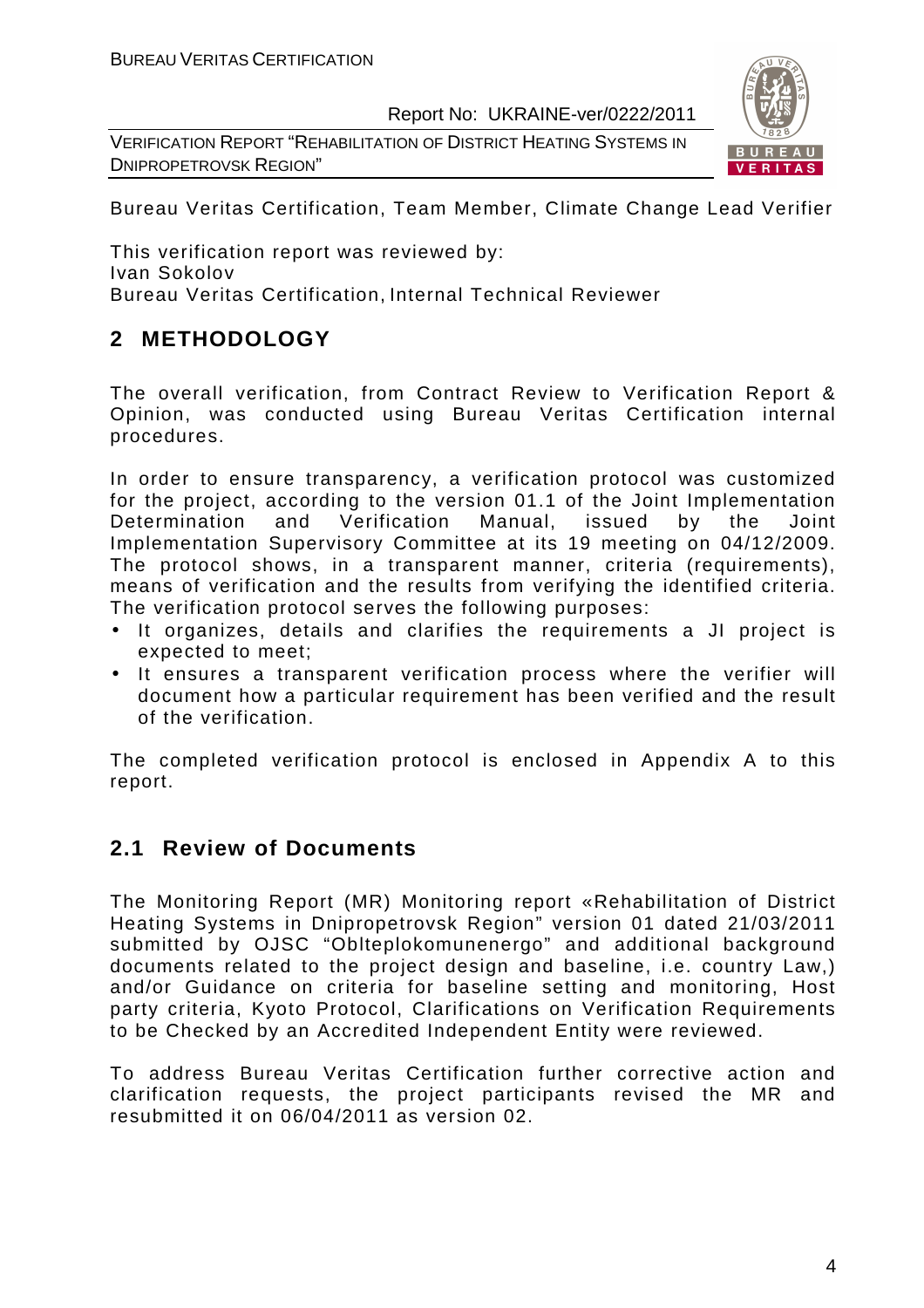Bureau Veritas Certification, Team Member, Climate Change Lead Verifier

This verification report was reviewed by:
Ivan Sokolov
Bureau Veritas Certification, Internal Technical Reviewer

## 2 METHODOLOGY

The overall verification, from Contract Review to Verification Report & Opinion, was conducted using Bureau Veritas Certification internal procedures.

In order to ensure transparency, a verification protocol was customized for the project, according to the version 01.1 of the Joint Implementation Determination and Verification Manual, issued by the Joint Implementation Supervisory Committee at its 19 meeting on 04/12/2009. The protocol shows, in a transparent manner, criteria (requirements), means of verification and the results from verifying the identified criteria. The verification protocol serves the following purposes:

- It organizes, details and clarifies the requirements a JI project is expected to meet;
- It ensures a transparent verification process where the verifier will document how a particular requirement has been verified and the result of the verification.

The completed verification protocol is enclosed in Appendix A to this report.

### 2.1 Review of Documents

The Monitoring Report (MR) Monitoring report «Rehabilitation of District Heating Systems in Dnipropetrovsk Region" version 01 dated 21/03/2011 submitted by OJSC "Oblteplokomunenergo" and additional background documents related to the project design and baseline, i.e. country Law,) and/or Guidance on criteria for baseline setting and monitoring, Host party criteria, Kyoto Protocol, Clarifications on Verification Requirements to be Checked by an Accredited Independent Entity were reviewed.

To address Bureau Veritas Certification further corrective action and clarification requests, the project participants revised the MR and resubmitted it on 06/04/2011 as version 02.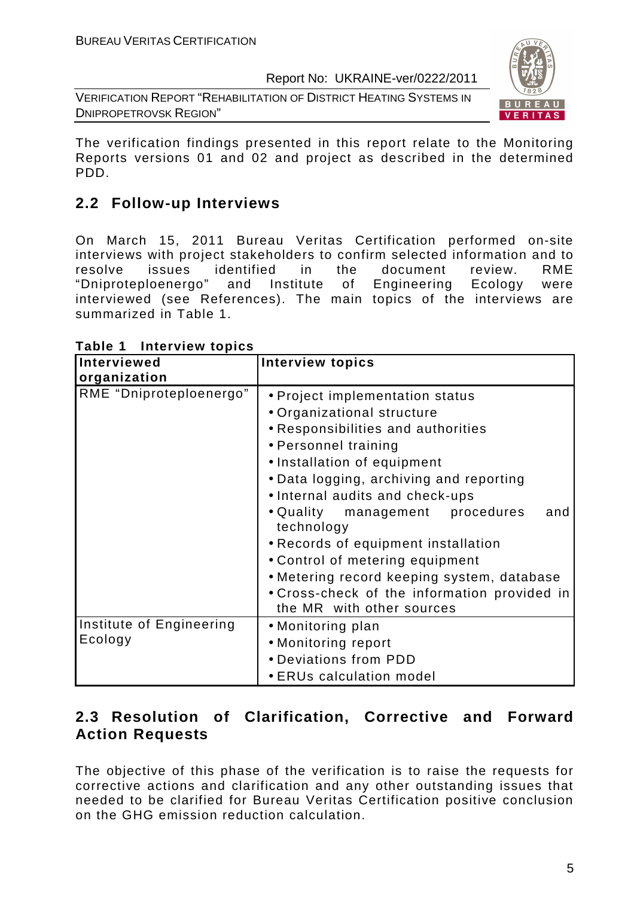The verification findings presented in this report relate to the Monitoring Reports versions 01 and 02 and project as described in the determined PDD.

## 2.2 Follow-up Interviews

On March 15, 2011 Bureau Veritas Certification performed on-site interviews with project stakeholders to confirm selected information and to resolve issues identified in the document review. RME "Dniproteploenergo" and Institute of Engineering Ecology were interviewed (see References). The main topics of the interviews are summarized in Table 1.

**Table 1 Interview topics**

| Interviewed organization | Interview topics |
|---|---|
| RME "Dniproteploenergo" | • Project implementation status<br>• Organizational structure<br>• Responsibilities and authorities<br>• Personnel training<br>• Installation of equipment<br>• Data logging, archiving and reporting<br>• Internal audits and check-ups<br>• Quality management procedures and technology<br>• Records of equipment installation<br>• Control of metering equipment<br>• Metering record keeping system, database<br>• Cross-check of the information provided in the MR with other sources |
| Institute of Engineering Ecology | • Monitoring plan<br>• Monitoring report<br>• Deviations from PDD<br>• ERUs calculation model |

## 2.3 Resolution of Clarification, Corrective and Forward Action Requests

The objective of this phase of the verification is to raise the requests for corrective actions and clarification and any other outstanding issues that needed to be clarified for Bureau Veritas Certification positive conclusion on the GHG emission reduction calculation.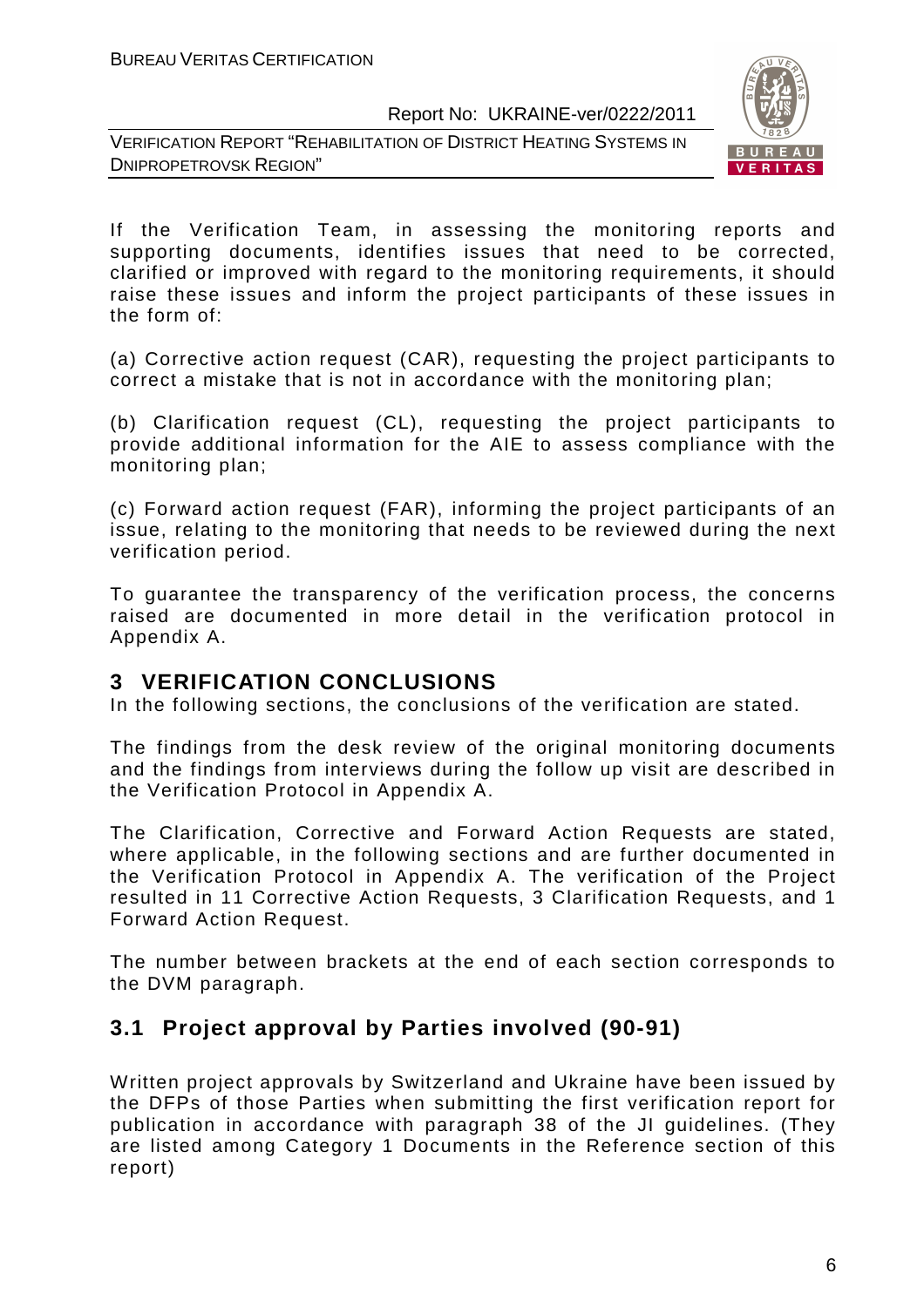If the Verification Team, in assessing the monitoring reports and supporting documents, identifies issues that need to be corrected, clarified or improved with regard to the monitoring requirements, it should raise these issues and inform the project participants of these issues in the form of:

(a) Corrective action request (CAR), requesting the project participants to correct a mistake that is not in accordance with the monitoring plan;

(b) Clarification request (CL), requesting the project participants to provide additional information for the AIE to assess compliance with the monitoring plan;

(c) Forward action request (FAR), informing the project participants of an issue, relating to the monitoring that needs to be reviewed during the next verification period.

To guarantee the transparency of the verification process, the concerns raised are documented in more detail in the verification protocol in Appendix A.

# 3 VERIFICATION CONCLUSIONS

In the following sections, the conclusions of the verification are stated.

The findings from the desk review of the original monitoring documents and the findings from interviews during the follow up visit are described in the Verification Protocol in Appendix A.

The Clarification, Corrective and Forward Action Requests are stated, where applicable, in the following sections and are further documented in the Verification Protocol in Appendix A. The verification of the Project resulted in 11 Corrective Action Requests, 3 Clarification Requests, and 1 Forward Action Request.

The number between brackets at the end of each section corresponds to the DVM paragraph.

## 3.1 Project approval by Parties involved (90-91)

Written project approvals by Switzerland and Ukraine have been issued by the DFPs of those Parties when submitting the first verification report for publication in accordance with paragraph 38 of the JI guidelines. (They are listed among Category 1 Documents in the Reference section of this report)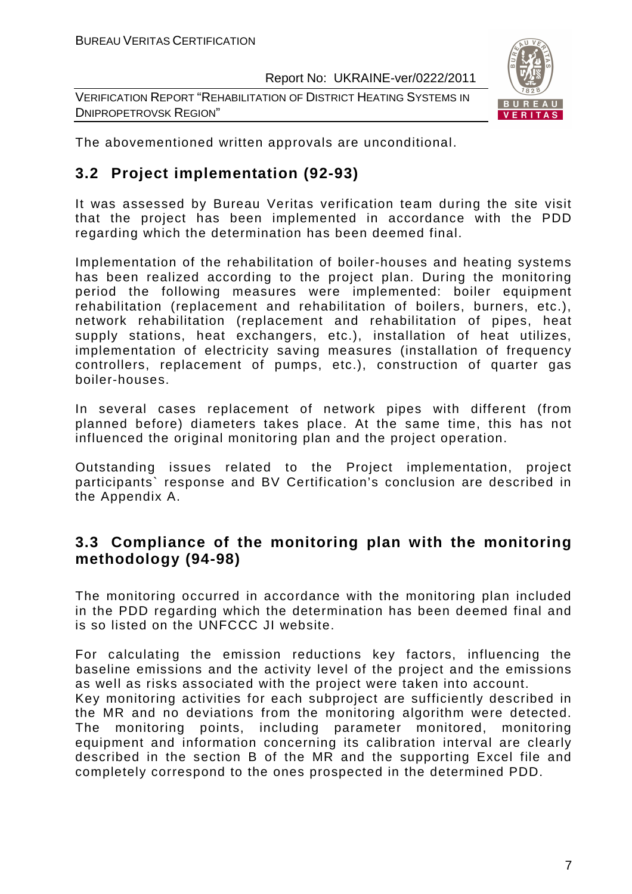The abovementioned written approvals are unconditional.

## 3.2 Project implementation (92-93)

It was assessed by Bureau Veritas verification team during the site visit that the project has been implemented in accordance with the PDD regarding which the determination has been deemed final.

Implementation of the rehabilitation of boiler-houses and heating systems has been realized according to the project plan. During the monitoring period the following measures were implemented: boiler equipment rehabilitation (replacement and rehabilitation of boilers, burners, etc.), network rehabilitation (replacement and rehabilitation of pipes, heat supply stations, heat exchangers, etc.), installation of heat utilizes, implementation of electricity saving measures (installation of frequency controllers, replacement of pumps, etc.), construction of quarter gas boiler-houses.

In several cases replacement of network pipes with different (from planned before) diameters takes place. At the same time, this has not influenced the original monitoring plan and the project operation.

Outstanding issues related to the Project implementation, project participants` response and BV Certification's conclusion are described in the Appendix A.

## 3.3 Compliance of the monitoring plan with the monitoring methodology (94-98)

The monitoring occurred in accordance with the monitoring plan included in the PDD regarding which the determination has been deemed final and is so listed on the UNFCCC JI website.

For calculating the emission reductions key factors, influencing the baseline emissions and the activity level of the project and the emissions as well as risks associated with the project were taken into account.
Key monitoring activities for each subproject are sufficiently described in the MR and no deviations from the monitoring algorithm were detected. The monitoring points, including parameter monitored, monitoring equipment and information concerning its calibration interval are clearly described in the section B of the MR and the supporting Excel file and completely correspond to the ones prospected in the determined PDD.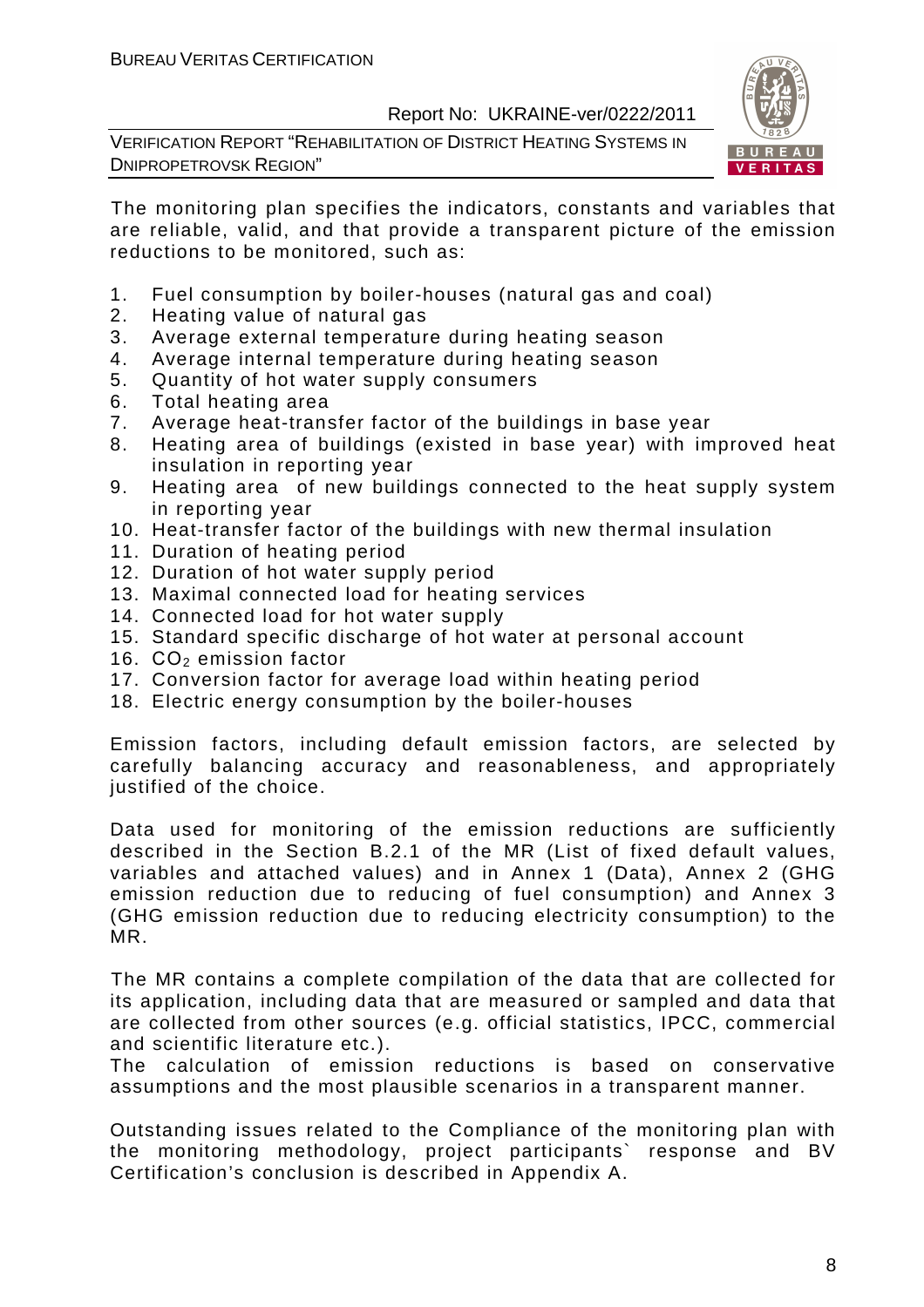The monitoring plan specifies the indicators, constants and variables that are reliable, valid, and that provide a transparent picture of the emission reductions to be monitored, such as:

1. Fuel consumption by boiler-houses (natural gas and coal)
2. Heating value of natural gas
3. Average external temperature during heating season
4. Average internal temperature during heating season
5. Quantity of hot water supply consumers
6. Total heating area
7. Average heat-transfer factor of the buildings in base year
8. Heating area of buildings (existed in base year) with improved heat insulation in reporting year
9. Heating area of new buildings connected to the heat supply system in reporting year
10. Heat-transfer factor of the buildings with new thermal insulation
11. Duration of heating period
12. Duration of hot water supply period
13. Maximal connected load for heating services
14. Connected load for hot water supply
15. Standard specific discharge of hot water at personal account
16. $CO_2$ emission factor
17. Conversion factor for average load within heating period
18. Electric energy consumption by the boiler-houses

Emission factors, including default emission factors, are selected by carefully balancing accuracy and reasonableness, and appropriately justified of the choice.

Data used for monitoring of the emission reductions are sufficiently described in the Section B.2.1 of the MR (List of fixed default values, variables and attached values) and in Annex 1 (Data), Annex 2 (GHG emission reduction due to reducing of fuel consumption) and Annex 3 (GHG emission reduction due to reducing electricity consumption) to the MR.

The MR contains a complete compilation of the data that are collected for its application, including data that are measured or sampled and data that are collected from other sources (e.g. official statistics, IPCC, commercial and scientific literature etc.).
The calculation of emission reductions is based on conservative assumptions and the most plausible scenarios in a transparent manner.

Outstanding issues related to the Compliance of the monitoring plan with the monitoring methodology, project participants` response and BV Certification's conclusion is described in Appendix A.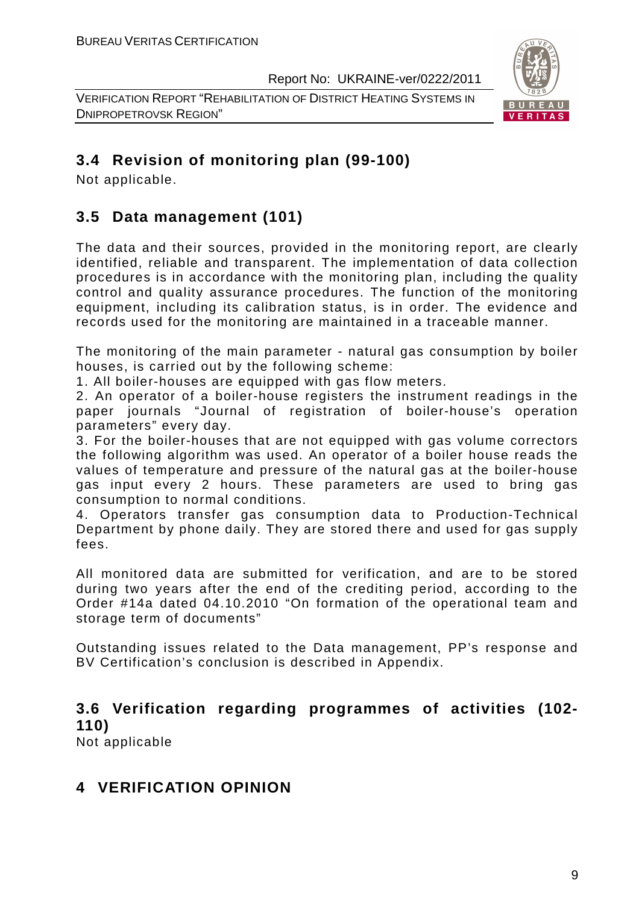## 3.4 Revision of monitoring plan (99-100)

Not applicable.

## 3.5 Data management (101)

The data and their sources, provided in the monitoring report, are clearly identified, reliable and transparent. The implementation of data collection procedures is in accordance with the monitoring plan, including the quality control and quality assurance procedures. The function of the monitoring equipment, including its calibration status, is in order. The evidence and records used for the monitoring are maintained in a traceable manner.

The monitoring of the main parameter - natural gas consumption by boiler houses, is carried out by the following scheme:

1. All boiler-houses are equipped with gas flow meters.
2. An operator of a boiler-house registers the instrument readings in the paper journals "Journal of registration of boiler-house's operation parameters" every day.
3. For the boiler-houses that are not equipped with gas volume correctors the following algorithm was used. An operator of a boiler house reads the values of temperature and pressure of the natural gas at the boiler-house gas input every 2 hours. These parameters are used to bring gas consumption to normal conditions.
4. Operators transfer gas consumption data to Production-Technical Department by phone daily. They are stored there and used for gas supply fees.

All monitored data are submitted for verification, and are to be stored during two years after the end of the crediting period, according to the Order #14a dated 04.10.2010 "On formation of the operational team and storage term of documents"

Outstanding issues related to the Data management, PP's response and BV Certification's conclusion is described in Appendix.

## 3.6 Verification regarding programmes of activities (102-110)

Not applicable

# 4 VERIFICATION OPINION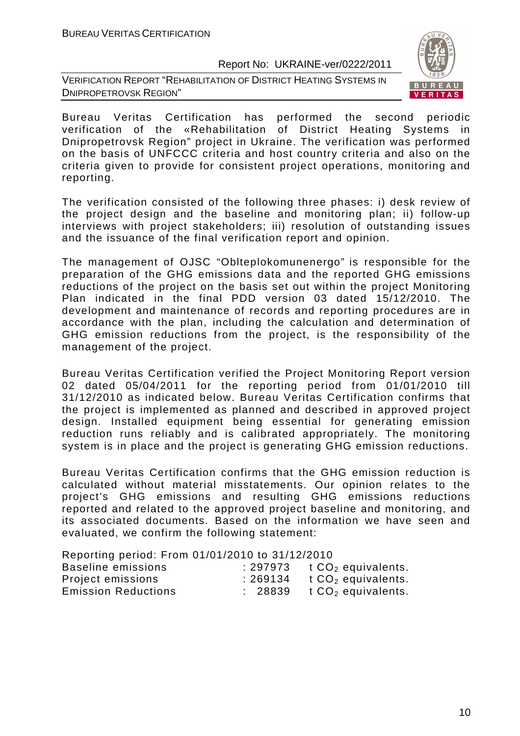Bureau Veritas Certification has performed the second periodic verification of the «Rehabilitation of District Heating Systems in Dnipropetrovsk Region" project in Ukraine. The verification was performed on the basis of UNFCCC criteria and host country criteria and also on the criteria given to provide for consistent project operations, monitoring and reporting.

The verification consisted of the following three phases: i) desk review of the project design and the baseline and monitoring plan; ii) follow-up interviews with project stakeholders; iii) resolution of outstanding issues and the issuance of the final verification report and opinion.

The management of OJSC "Oblteplokomunenergo" is responsible for the preparation of the GHG emissions data and the reported GHG emissions reductions of the project on the basis set out within the project Monitoring Plan indicated in the final PDD version 03 dated 15/12/2010. The development and maintenance of records and reporting procedures are in accordance with the plan, including the calculation and determination of GHG emission reductions from the project, is the responsibility of the management of the project.

Bureau Veritas Certification verified the Project Monitoring Report version 02 dated 05/04/2011 for the reporting period from 01/01/2010 till 31/12/2010 as indicated below. Bureau Veritas Certification confirms that the project is implemented as planned and described in approved project design. Installed equipment being essential for generating emission reduction runs reliably and is calibrated appropriately. The monitoring system is in place and the project is generating GHG emission reductions.

Bureau Veritas Certification confirms that the GHG emission reduction is calculated without material misstatements. Our opinion relates to the project's GHG emissions and resulting GHG emissions reductions reported and related to the approved project baseline and monitoring, and its associated documents. Based on the information we have seen and evaluated, we confirm the following statement:

Reporting period: From 01/01/2010 to 31/12/2010

| | | |
|---|---|---|
| Baseline emissions | : 297973 | t $CO_2$ equivalents. |
| Project emissions | : 269134 | t $CO_2$ equivalents. |
| Emission Reductions | : 28839 | t $CO_2$ equivalents. |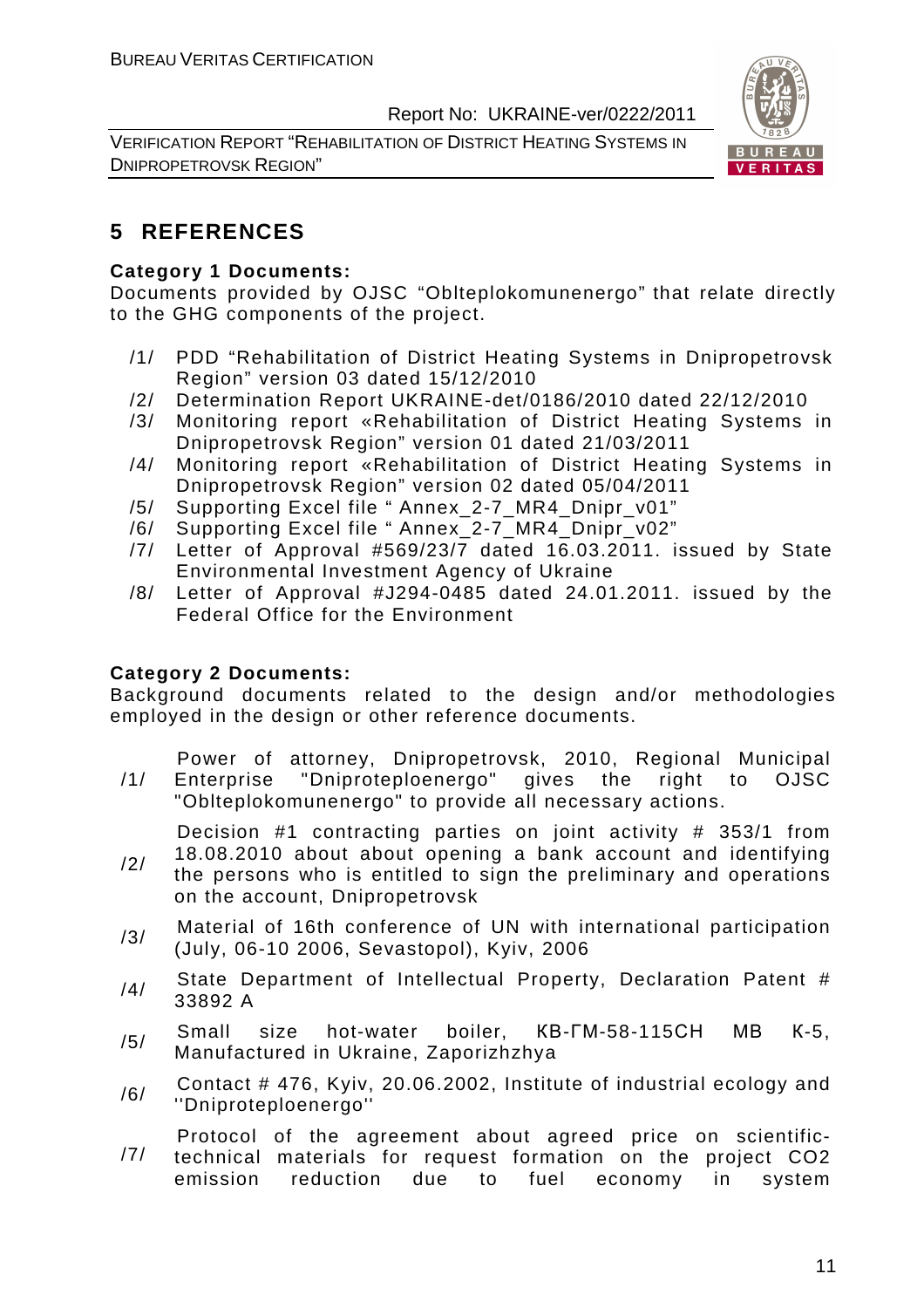# 5 REFERENCES

**Category 1 Documents:**
Documents provided by OJSC "Oblteplokomunenergo" that relate directly to the GHG components of the project.

/1/ PDD "Rehabilitation of District Heating Systems in Dnipropetrovsk Region" version 03 dated 15/12/2010
/2/ Determination Report UKRAINE-det/0186/2010 dated 22/12/2010
/3/ Monitoring report «Rehabilitation of District Heating Systems in Dnipropetrovsk Region" version 01 dated 21/03/2011
/4/ Monitoring report «Rehabilitation of District Heating Systems in Dnipropetrovsk Region" version 02 dated 05/04/2011
/5/ Supporting Excel file " Annex_2-7_MR4_Dnipr_v01"
/6/ Supporting Excel file " Annex_2-7_MR4_Dnipr_v02"
/7/ Letter of Approval #569/23/7 dated 16.03.2011. issued by State Environmental Investment Agency of Ukraine
/8/ Letter of Approval #J294-0485 dated 24.01.2011. issued by the Federal Office for the Environment

**Category 2 Documents:**
Background documents related to the design and/or methodologies employed in the design or other reference documents.

/1/ Power of attorney, Dnipropetrovsk, 2010, Regional Municipal Enterprise "Dniproteploenergo" gives the right to OJSC "Oblteplokomunenergo" to provide all necessary actions.
/2/ Decision #1 contracting parties on joint activity # 353/1 from 18.08.2010 about about opening a bank account and identifying the persons who is entitled to sign the preliminary and operations on the account, Dnipropetrovsk
/3/ Material of 16th conference of UN with international participation (July, 06-10 2006, Sevastopol), Kyiv, 2006
/4/ State Department of Intellectual Property, Declaration Patent # 33892 A
/5/ Small size hot-water boiler, КВ-ГМ-58-115СН МВ К-5, Manufactured in Ukraine, Zaporizhzhya
/6/ Contact # 476, Kyiv, 20.06.2002, Institute of industrial ecology and ''Dniproteploenergo''
/7/ Protocol of the agreement about agreed price on scientific-technical materials for request formation on the project CO2 emission reduction due to fuel economy in system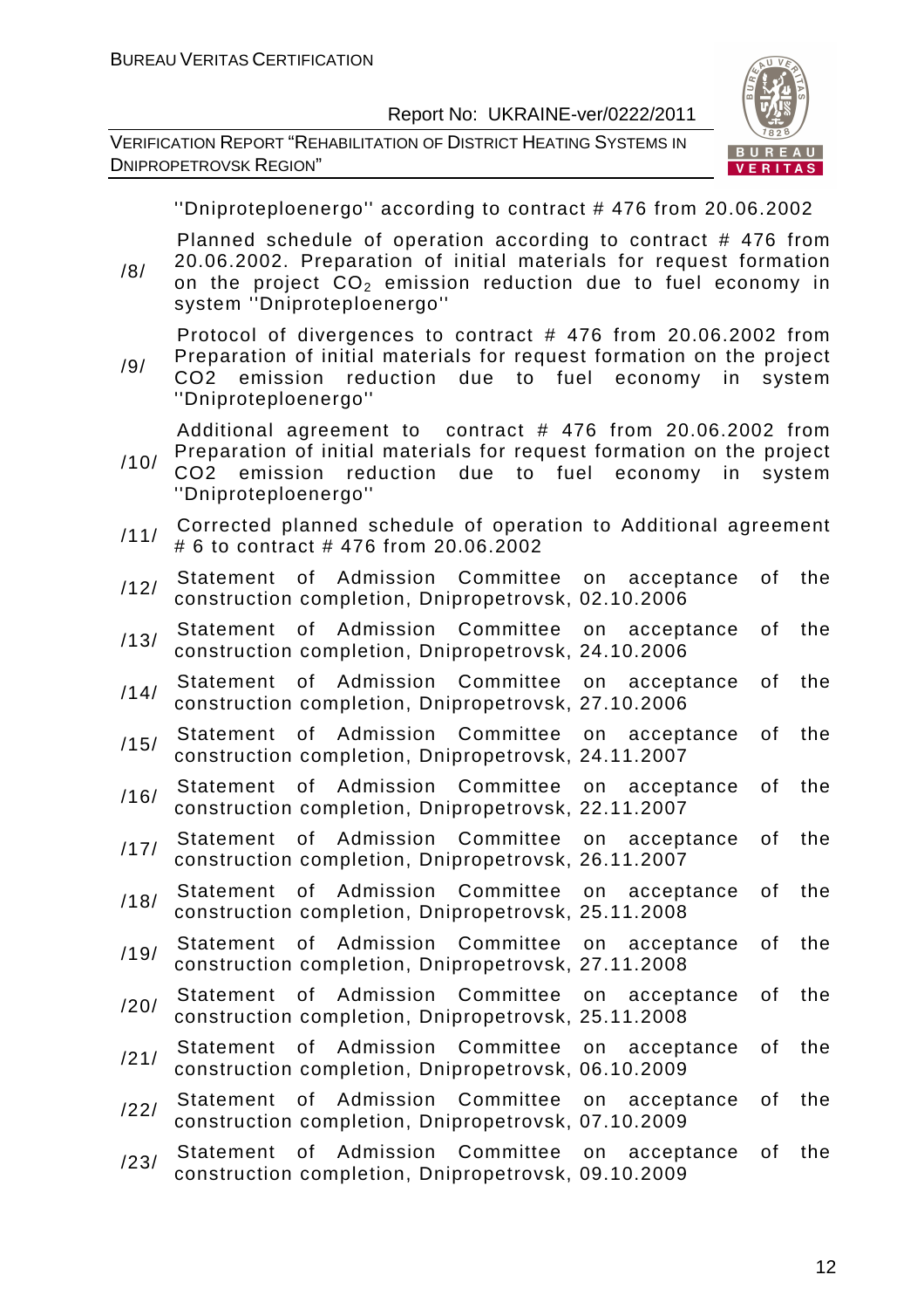''Dniproteploenergo'' according to contract # 476 from 20.06.2002

| | |
|---|---|
| /8/ | Planned schedule of operation according to contract # 476 from 20.06.2002. Preparation of initial materials for request formation on the project $CO_2$ emission reduction due to fuel economy in system ''Dniproteploenergo'' |
| /9/ | Protocol of divergences to contract # 476 from 20.06.2002 from Preparation of initial materials for request formation on the project CO2 emission reduction due to fuel economy in system ''Dniproteploenergo'' |
| /10/ | Additional agreement to contract # 476 from 20.06.2002 from Preparation of initial materials for request formation on the project CO2 emission reduction due to fuel economy in system ''Dniproteploenergo'' |
| /11/ | Corrected planned schedule of operation to Additional agreement # 6 to contract # 476 from 20.06.2002 |
| /12/ | Statement of Admission Committee on acceptance of the construction completion, Dnipropetrovsk, 02.10.2006 |
| /13/ | Statement of Admission Committee on acceptance of the construction completion, Dnipropetrovsk, 24.10.2006 |
| /14/ | Statement of Admission Committee on acceptance of the construction completion, Dnipropetrovsk, 27.10.2006 |
| /15/ | Statement of Admission Committee on acceptance of the construction completion, Dnipropetrovsk, 24.11.2007 |
| /16/ | Statement of Admission Committee on acceptance of the construction completion, Dnipropetrovsk, 22.11.2007 |
| /17/ | Statement of Admission Committee on acceptance of the construction completion, Dnipropetrovsk, 26.11.2007 |
| /18/ | Statement of Admission Committee on acceptance of the construction completion, Dnipropetrovsk, 25.11.2008 |
| /19/ | Statement of Admission Committee on acceptance of the construction completion, Dnipropetrovsk, 27.11.2008 |
| /20/ | Statement of Admission Committee on acceptance of the construction completion, Dnipropetrovsk, 25.11.2008 |
| /21/ | Statement of Admission Committee on acceptance of the construction completion, Dnipropetrovsk, 06.10.2009 |
| /22/ | Statement of Admission Committee on acceptance of the construction completion, Dnipropetrovsk, 07.10.2009 |
| /23/ | Statement of Admission Committee on acceptance of the construction completion, Dnipropetrovsk, 09.10.2009 |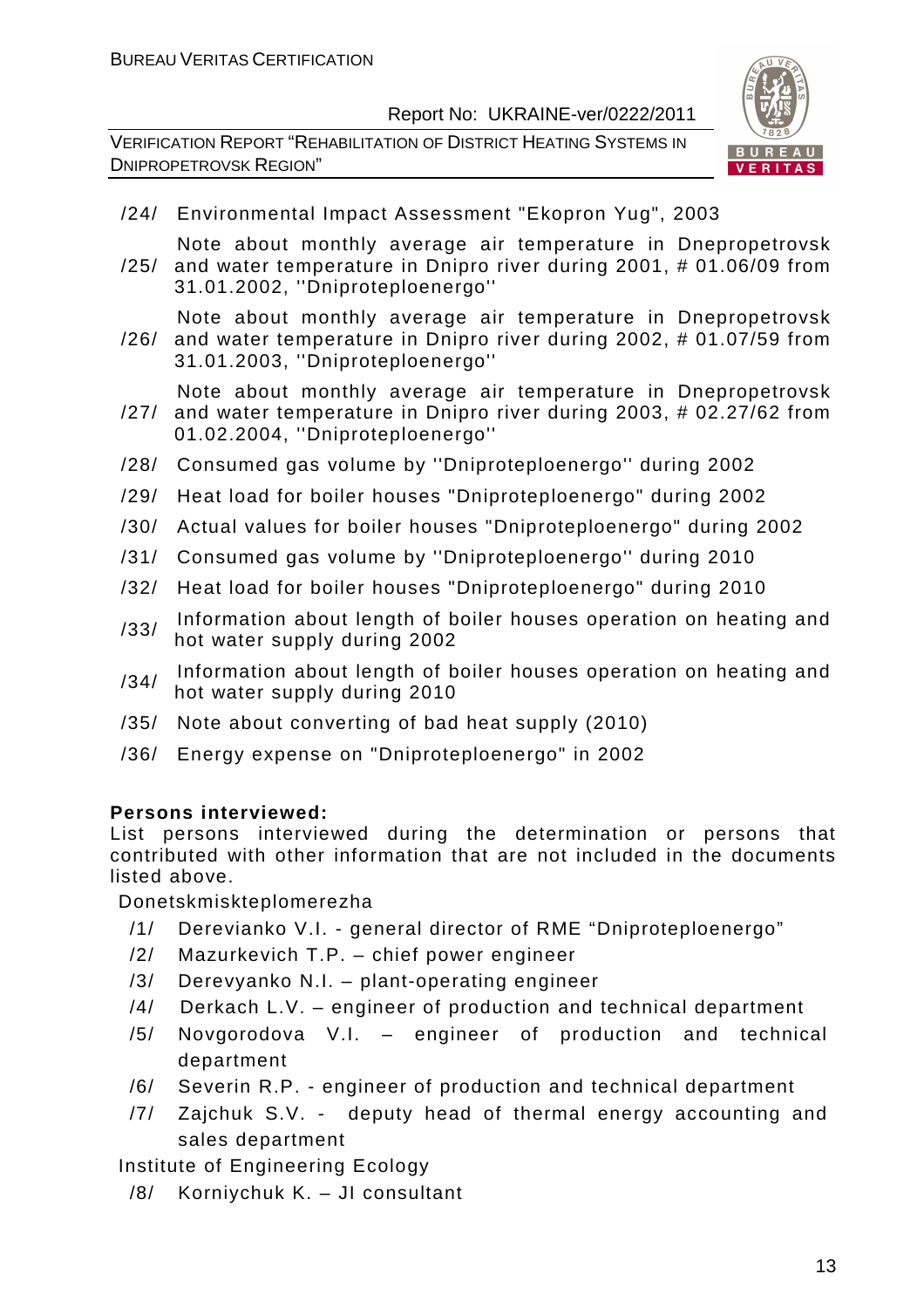/24/ Environmental Impact Assessment "Ekopron Yug", 2003

/25/ Note about monthly average air temperature in Dnepropetrovsk and water temperature in Dnipro river during 2001, # 01.06/09 from 31.01.2002, ''Dniproteploenergo''

/26/ Note about monthly average air temperature in Dnepropetrovsk and water temperature in Dnipro river during 2002, # 01.07/59 from 31.01.2003, ''Dniproteploenergo''

/27/ Note about monthly average air temperature in Dnepropetrovsk and water temperature in Dnipro river during 2003, # 02.27/62 from 01.02.2004, ''Dniproteploenergo''

/28/ Consumed gas volume by ''Dniproteploenergo'' during 2002

/29/ Heat load for boiler houses "Dniproteploenergo" during 2002

/30/ Actual values for boiler houses "Dniproteploenergo" during 2002

/31/ Consumed gas volume by ''Dniproteploenergo'' during 2010

/32/ Heat load for boiler houses "Dniproteploenergo" during 2010

/33/ Information about length of boiler houses operation on heating and hot water supply during 2002

/34/ Information about length of boiler houses operation on heating and hot water supply during 2010

/35/ Note about converting of bad heat supply (2010)

/36/ Energy expense on "Dniproteploenergo" in 2002

**Persons interviewed:**
List persons interviewed during the determination or persons that contributed with other information that are not included in the documents listed above.

Donetskmiskteplomerezha

/1/ Derevianko V.I. - general director of RME "Dniproteploenergo"

/2/ Mazurkevich T.P. – chief power engineer

/3/ Derevyanko N.I. – plant-operating engineer

/4/ Derkach L.V. – engineer of production and technical department

/5/ Novgorodova V.I. – engineer of production and technical department

/6/ Severin R.P. - engineer of production and technical department

/7/ Zajchuk S.V. - deputy head of thermal energy accounting and sales department

Institute of Engineering Ecology

/8/ Korniychuk K. – JI consultant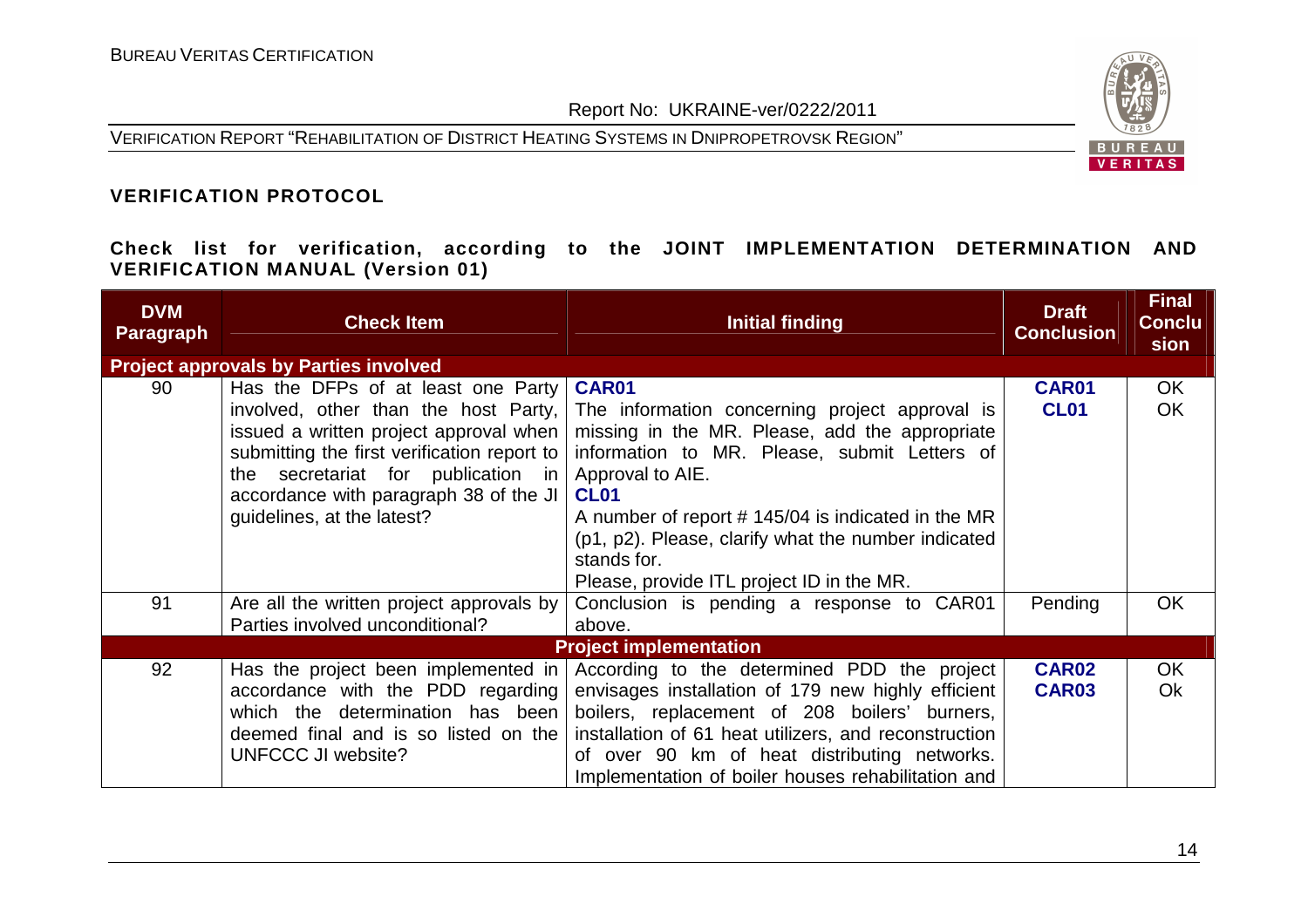## VERIFICATION PROTOCOL

**Check list for verification, according to the JOINT IMPLEMENTATION DETERMINATION AND VERIFICATION MANUAL (Version 01)**

| DVM Paragraph | Check Item | Initial finding | Draft Conclusion | Final Conclusion |
|---|---|---|---|---|
| **Project approvals by Parties involved** | | | | |
| 90 | Has the DFPs of at least one Party involved, other than the host Party, issued a written project approval when submitting the first verification report to the secretariat for publication in accordance with paragraph 38 of the JI guidelines, at the latest? | **CAR01**<br>The information concerning project approval is missing in the MR. Please, add the appropriate information to MR. Please, submit Letters of Approval to AIE.<br>**CL01**<br>A number of report # 145/04 is indicated in the MR (p1, p2). Please, clarify what the number indicated stands for.<br>Please, provide ITL project ID in the MR. | **CAR01**<br>**CL01** | OK<br>OK |
| 91 | Are all the written project approvals by Parties involved unconditional? | Conclusion is pending a response to CAR01 above. | Pending | OK |
| **Project implementation** | | | | |
| 92 | Has the project been implemented in accordance with the PDD regarding which the determination has been deemed final and is so listed on the UNFCCC JI website? | According to the determined PDD the project envisages installation of 179 new highly efficient boilers, replacement of 208 boilers' burners, installation of 61 heat utilizers, and reconstruction of over 90 km of heat distributing networks. Implementation of boiler houses rehabilitation and | **CAR02**<br>**CAR03** | OK<br>Ok |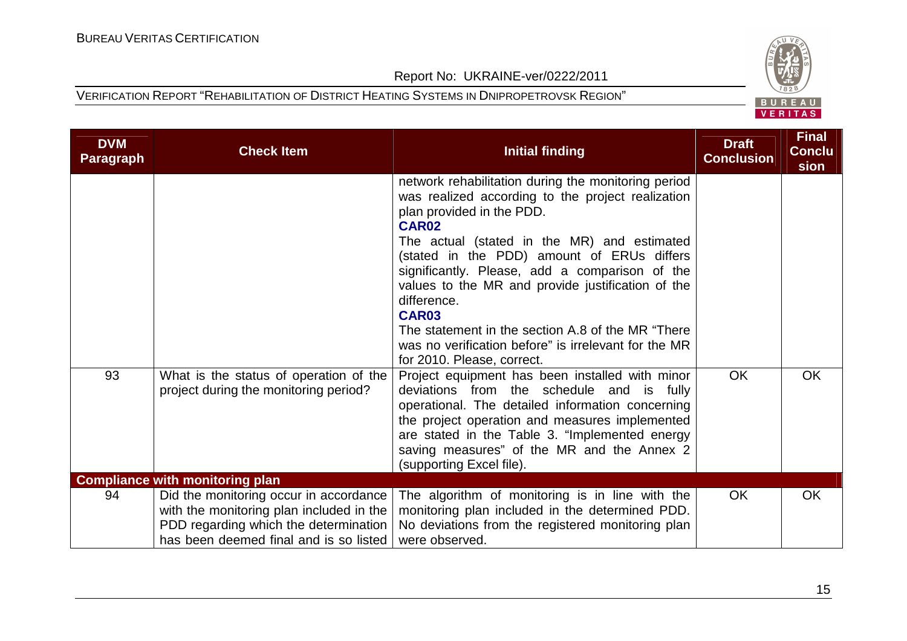| DVM Paragraph | Check Item | Initial finding | Draft Conclusion | Final Conclusion |
|---|---|---|---|---|
| | | network rehabilitation during the monitoring period was realized according to the project realization plan provided in the PDD.<br>**CAR02**<br>The actual (stated in the MR) and estimated (stated in the PDD) amount of ERUs differs significantly. Please, add a comparison of the values to the MR and provide justification of the difference.<br>**CAR03**<br>The statement in the section A.8 of the MR "There was no verification before" is irrelevant for the MR for 2010. Please, correct. | | |
| 93 | What is the status of operation of the project during the monitoring period? | Project equipment has been installed with minor deviations from the schedule and is fully operational. The detailed information concerning the project operation and measures implemented are stated in the Table 3. "Implemented energy saving measures" of the MR and the Annex 2 (supporting Excel file). | OK | OK |
| **Compliance with monitoring plan** | | | | |
| 94 | Did the monitoring occur in accordance with the monitoring plan included in the PDD regarding which the determination has been deemed final and is so listed | The algorithm of monitoring is in line with the monitoring plan included in the determined PDD. No deviations from the registered monitoring plan were observed. | OK | OK |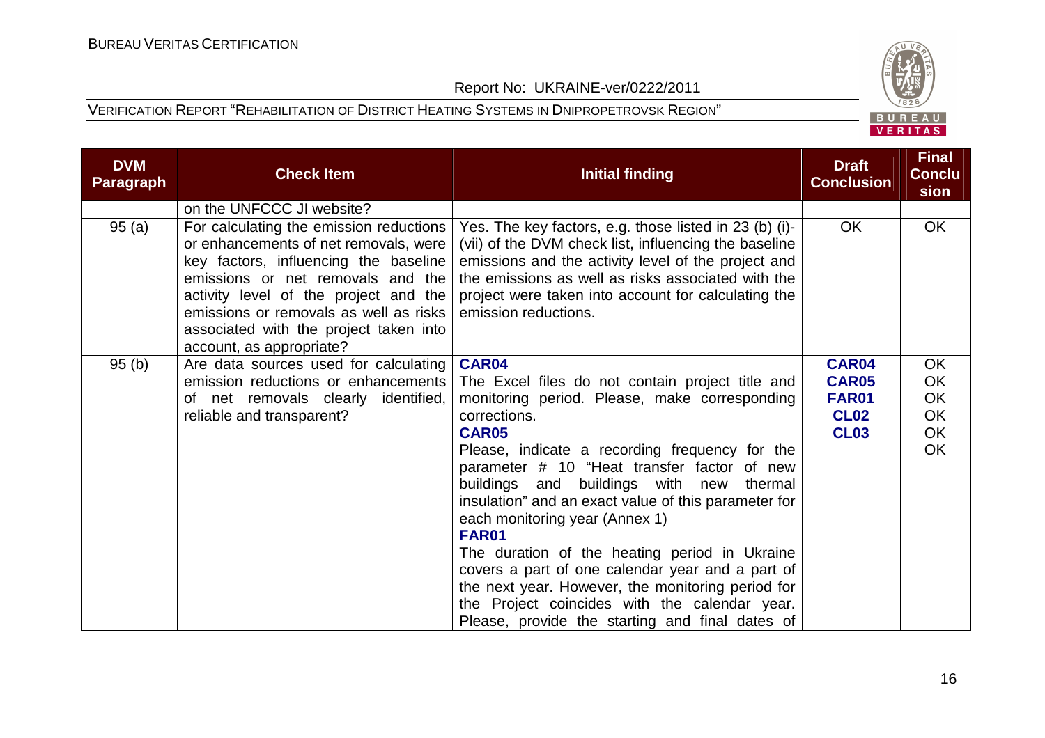| DVM Paragraph | Check Item | Initial finding | Draft Conclusion | Final Conclusion |
|---|---|---|---|---|
| | on the UNFCCC JI website? | | | |
| 95 (a) | For calculating the emission reductions or enhancements of net removals, were key factors, influencing the baseline emissions or net removals and the activity level of the project and the emissions or removals as well as risks associated with the project taken into account, as appropriate? | Yes. The key factors, e.g. those listed in 23 (b) (i)-(vii) of the DVM check list, influencing the baseline emissions and the activity level of the project and the emissions as well as risks associated with the project were taken into account for calculating the emission reductions. | OK | OK |
| 95 (b) | Are data sources used for calculating emission reductions or enhancements of net removals clearly identified, reliable and transparent? | **CAR04**<br>The Excel files do not contain project title and monitoring period. Please, make corresponding corrections.<br>**CAR05**<br>Please, indicate a recording frequency for the parameter # 10 "Heat transfer factor of new buildings and buildings with new thermal insulation" and an exact value of this parameter for each monitoring year (Annex 1)<br>**FAR01**<br>The duration of the heating period in Ukraine covers a part of one calendar year and a part of the next year. However, the monitoring period for the Project coincides with the calendar year. Please, provide the starting and final dates of | **CAR04**<br>**CAR05**<br>**FAR01**<br>**CL02**<br>**CL03** | OK<br>OK<br>OK<br>OK<br>OK |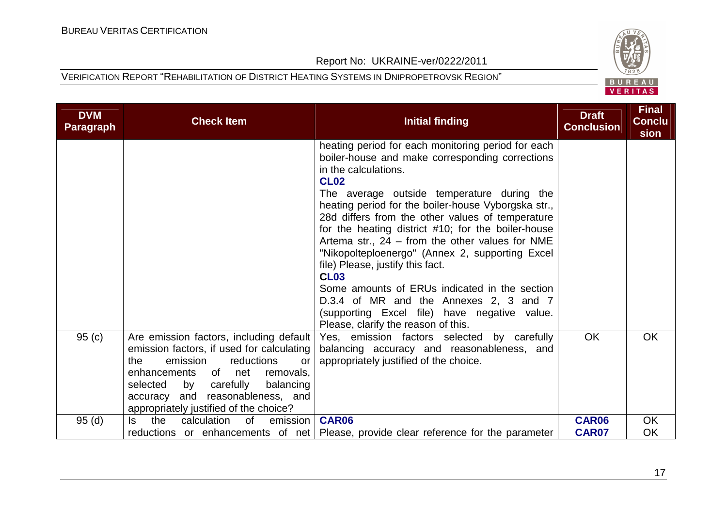| DVM Paragraph | Check Item | Initial finding | Draft Conclusion | Final Conclusion |
|---|---|---|---|---|
| | | heating period for each monitoring period for each boiler-house and make corresponding corrections in the calculations.<br>**CL02**<br>The average outside temperature during the heating period for the boiler-house Vyborgska str., 28d differs from the other values of temperature for the heating district #10; for the boiler-house Artema str., 24 – from the other values for NME "Nikopolteploenergo" (Annex 2, supporting Excel file) Please, justify this fact.<br>**CL03**<br>Some amounts of ERUs indicated in the section D.3.4 of MR and the Annexes 2, 3 and 7 (supporting Excel file) have negative value. Please, clarify the reason of this. | | |
| 95 (c) | Are emission factors, including default emission factors, if used for calculating the emission reductions or enhancements of net removals, selected by carefully balancing accuracy and reasonableness, and appropriately justified of the choice? | Yes, emission factors selected by carefully balancing accuracy and reasonableness, and appropriately justified of the choice. | OK | OK |
| 95 (d) | Is the calculation of emission reductions or enhancements of net | **CAR06**<br>Please, provide clear reference for the parameter | **CAR06**<br>**CAR07** | OK<br>OK |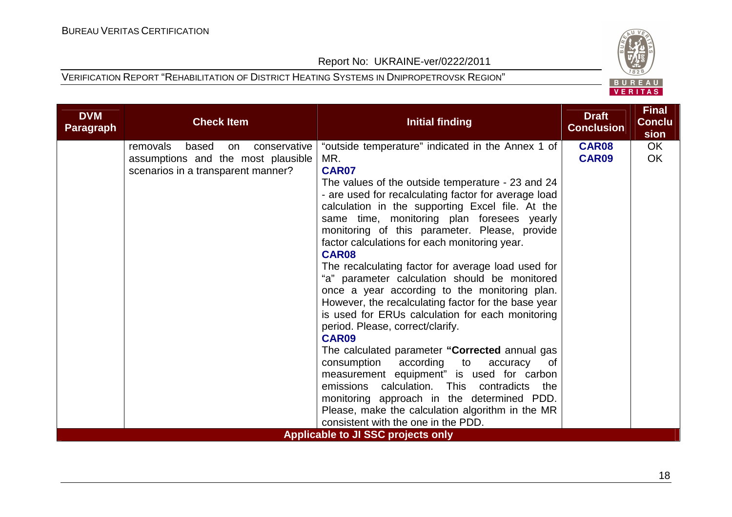| DVM Paragraph | Check Item | Initial finding | Draft Conclusion | Final Conclusion |
|---|---|---|---|---|
| | removals based on conservative assumptions and the most plausible scenarios in a transparent manner? | "outside temperature" indicated in the Annex 1 of MR.<br>**CAR07**<br>The values of the outside temperature - 23 and 24 - are used for recalculating factor for average load calculation in the supporting Excel file. At the same time, monitoring plan foresees yearly monitoring of this parameter. Please, provide factor calculations for each monitoring year.<br>**CAR08**<br>The recalculating factor for average load used for "a" parameter calculation should be monitored once a year according to the monitoring plan. However, the recalculating factor for the base year is used for ERUs calculation for each monitoring period. Please, correct/clarify.<br>**CAR09**<br>The calculated parameter **"Corrected** annual gas consumption according to accuracy of measurement equipment" is used for carbon emissions calculation. This contradicts the monitoring approach in the determined PDD. Please, make the calculation algorithm in the MR consistent with the one in the PDD. | **CAR08**<br>**CAR09** | OK<br>OK |
| **Applicable to JI SSC projects only** | | | | |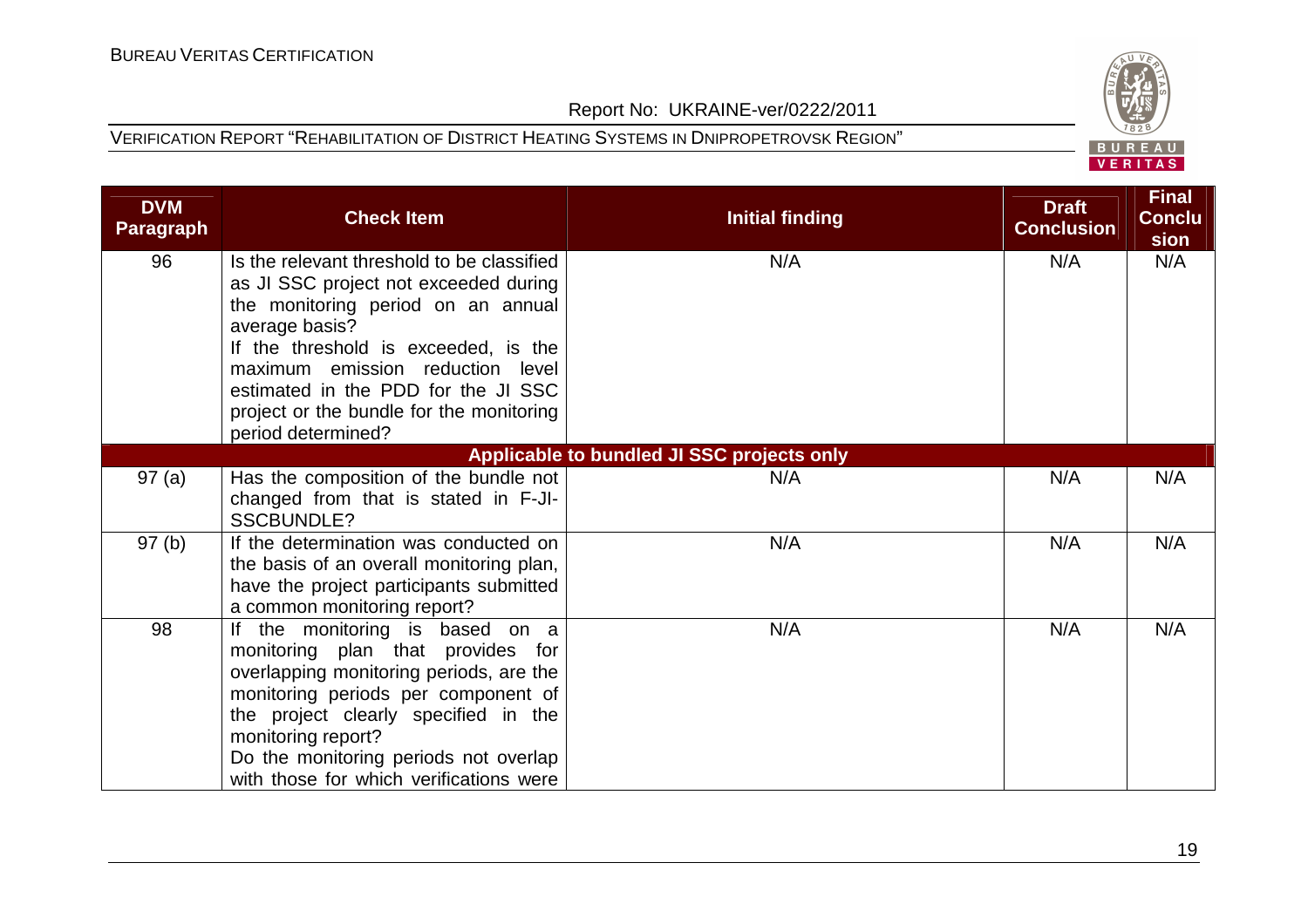| DVM Paragraph | Check Item | Initial finding | Draft Conclusion | Final Conclusion |
|---|---|---|---|---|
| 96 | Is the relevant threshold to be classified as JI SSC project not exceeded during the monitoring period on an annual average basis? If the threshold is exceeded, is the maximum emission reduction level estimated in the PDD for the JI SSC project or the bundle for the monitoring period determined? | N/A | N/A | N/A |
| **Applicable to bundled JI SSC projects only** | | | | |
| 97 (a) | Has the composition of the bundle not changed from that is stated in F-JI-SSCBUNDLE? | N/A | N/A | N/A |
| 97 (b) | If the determination was conducted on the basis of an overall monitoring plan, have the project participants submitted a common monitoring report? | N/A | N/A | N/A |
| 98 | If the monitoring is based on a monitoring plan that provides for overlapping monitoring periods, are the monitoring periods per component of the project clearly specified in the monitoring report? Do the monitoring periods not overlap with those for which verifications were | N/A | N/A | N/A |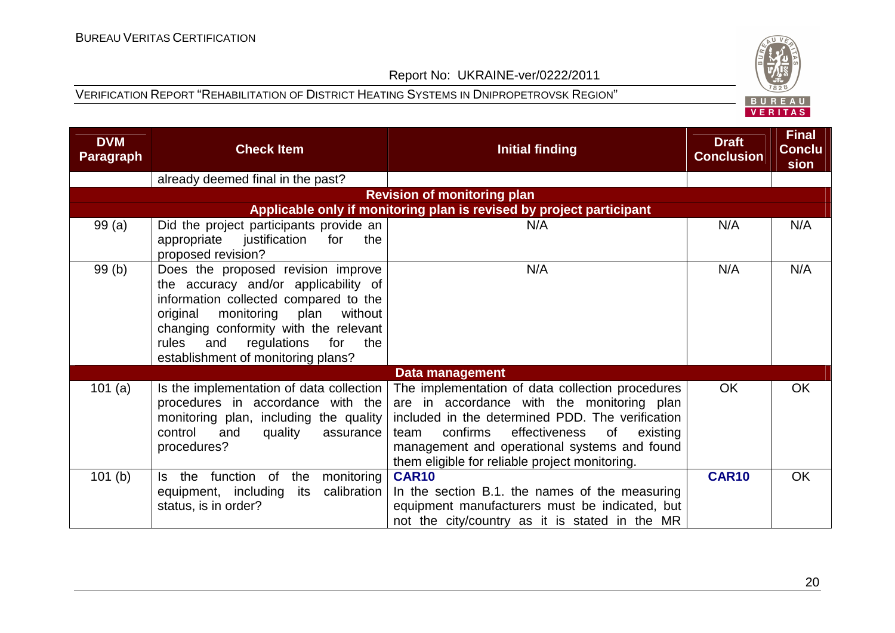| DVM Paragraph | Check Item | Initial finding | Draft Conclusion | Final Conclusion |
|---|---|---|---|---|
| | already deemed final in the past? | | | |
| **Revision of monitoring plan** | | | | |
| **Applicable only if monitoring plan is revised by project participant** | | | | |
| 99 (a) | Did the project participants provide an appropriate justification for the proposed revision? | N/A | N/A | N/A |
| 99 (b) | Does the proposed revision improve the accuracy and/or applicability of information collected compared to the original monitoring plan without changing conformity with the relevant rules and regulations for the establishment of monitoring plans? | N/A | N/A | N/A |
| **Data management** | | | | |
| 101 (a) | Is the implementation of data collection procedures in accordance with the monitoring plan, including the quality control and quality assurance procedures? | The implementation of data collection procedures are in accordance with the monitoring plan included in the determined PDD. The verification team confirms effectiveness of existing management and operational systems and found them eligible for reliable project monitoring. | OK | OK |
| 101 (b) | Is the function of the monitoring equipment, including its calibration status, is in order? | **CAR10**<br>In the section B.1. the names of the measuring equipment manufacturers must be indicated, but not the city/country as it is stated in the MR | **CAR10** | OK |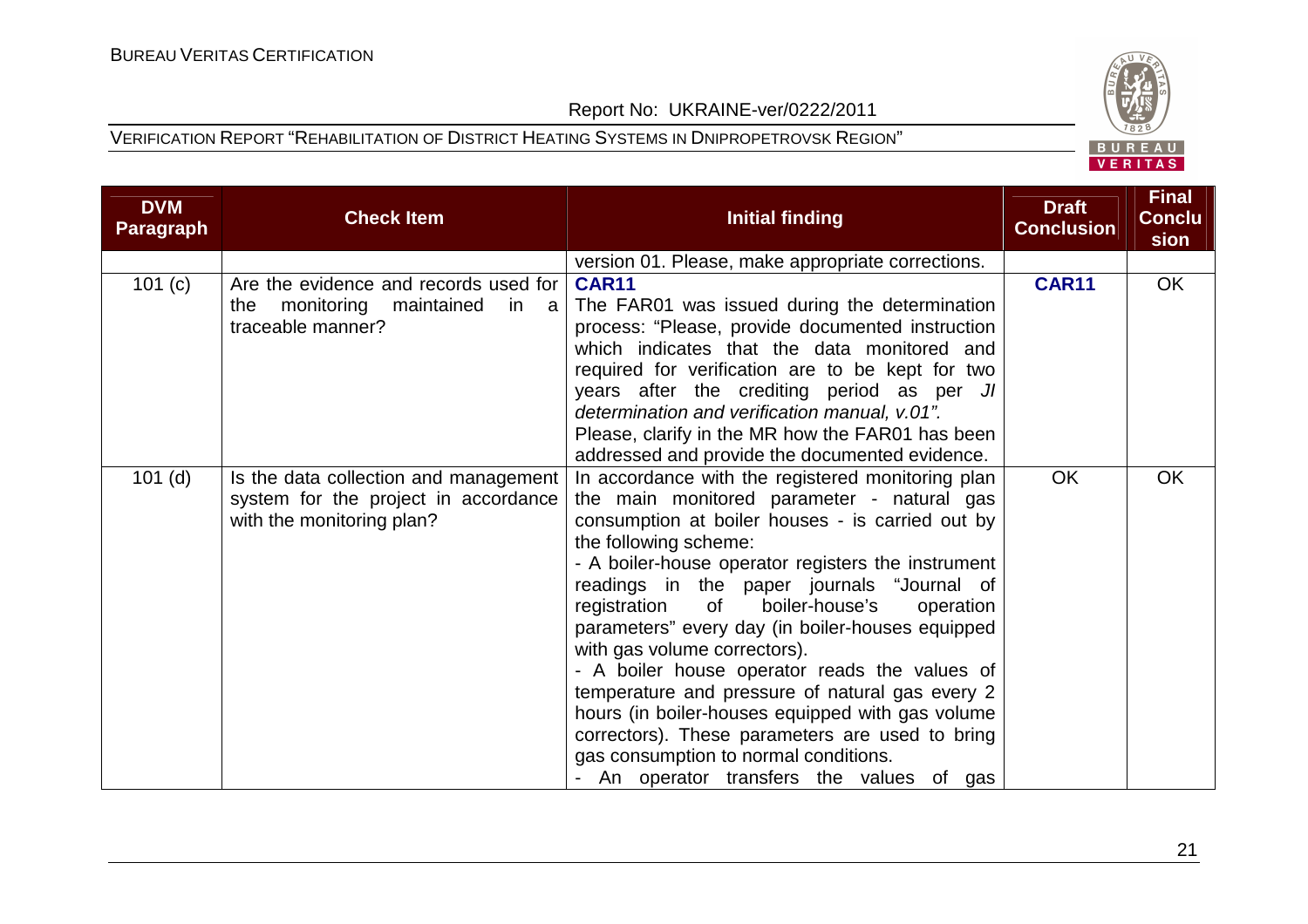| DVM Paragraph | Check Item | Initial finding | Draft Conclusion | Final Conclusion |
|---|---|---|---|---|
| | | version 01. Please, make appropriate corrections. | | |
| 101 (c) | Are the evidence and records used for the monitoring maintained in a traceable manner? | **CAR11**<br>The FAR01 was issued during the determination process: "Please, provide documented instruction which indicates that the data monitored and required for verification are to be kept for two years after the crediting period as per *JI determination and verification manual, v.01".*<br>Please, clarify in the MR how the FAR01 has been addressed and provide the documented evidence. | **CAR11** | OK |
| 101 (d) | Is the data collection and management system for the project in accordance with the monitoring plan? | In accordance with the registered monitoring plan the main monitored parameter - natural gas consumption at boiler houses - is carried out by the following scheme:<br>- A boiler-house operator registers the instrument readings in the paper journals "Journal of registration of boiler-house's operation parameters" every day (in boiler-houses equipped with gas volume correctors).<br>- A boiler house operator reads the values of temperature and pressure of natural gas every 2 hours (in boiler-houses equipped with gas volume correctors). These parameters are used to bring gas consumption to normal conditions.<br>- An operator transfers the values of gas | OK | OK |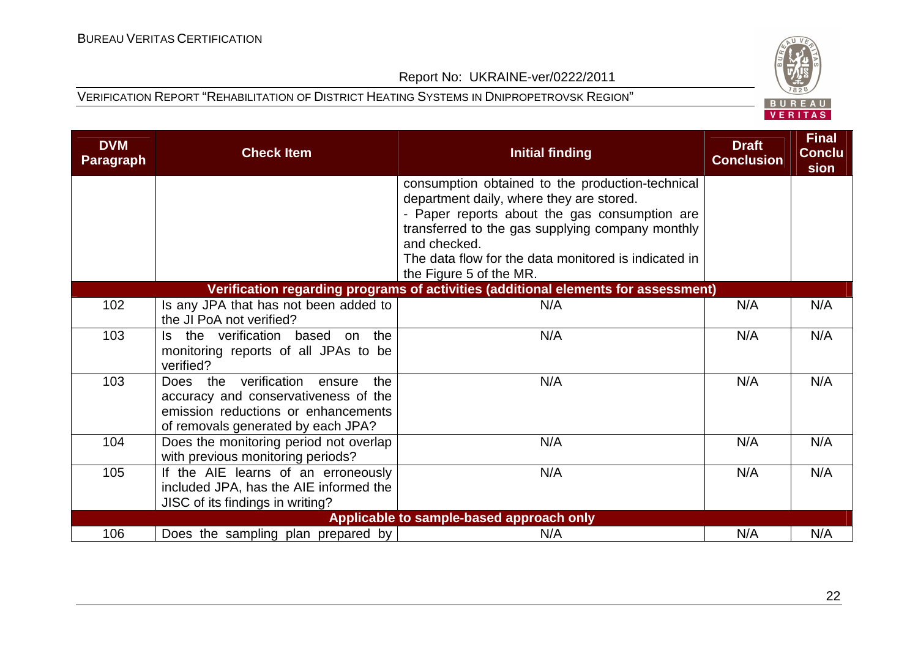| DVM Paragraph | Check Item | Initial finding | Draft Conclusion | Final Conclusion |
|---|---|---|---|---|
| | | consumption obtained to the production-technical department daily, where they are stored.<br>- Paper reports about the gas consumption are transferred to the gas supplying company monthly and checked.<br>The data flow for the data monitored is indicated in the Figure 5 of the MR. | | |
| **Verification regarding programs of activities (additional elements for assessment)** | | | | |
| 102 | Is any JPA that has not been added to the JI PoA not verified? | N/A | N/A | N/A |
| 103 | Is the verification based on the monitoring reports of all JPAs to be verified? | N/A | N/A | N/A |
| 103 | Does the verification ensure the accuracy and conservativeness of the emission reductions or enhancements of removals generated by each JPA? | N/A | N/A | N/A |
| 104 | Does the monitoring period not overlap with previous monitoring periods? | N/A | N/A | N/A |
| 105 | If the AIE learns of an erroneously included JPA, has the AIE informed the JISC of its findings in writing? | N/A | N/A | N/A |
| **Applicable to sample-based approach only** | | | | |
| 106 | Does the sampling plan prepared by | N/A | N/A | N/A |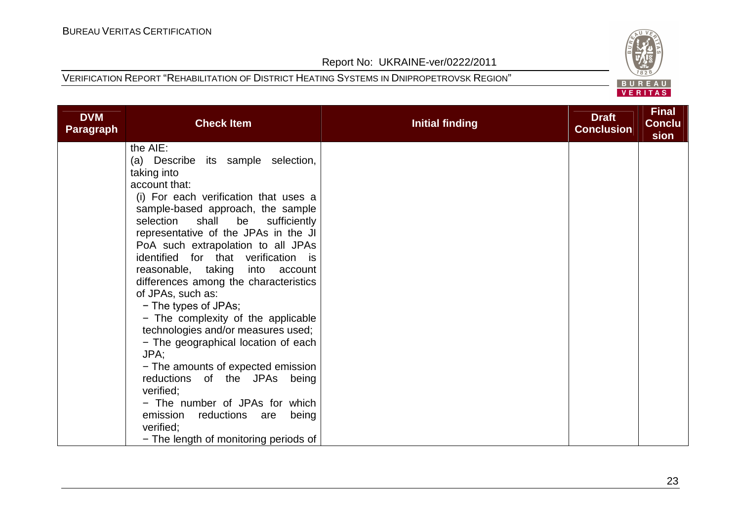| DVM Paragraph | Check Item | Initial finding | Draft Conclusion | Final Conclusion |
|---|---|---|---|---|
| | the AIE:<br>(a) Describe its sample selection, taking into account that:<br>(i) For each verification that uses a sample-based approach, the sample selection shall be sufficiently representative of the JPAs in the JI PoA such extrapolation to all JPAs identified for that verification is reasonable, taking into account differences among the characteristics of JPAs, such as:<br>− The types of JPAs;<br>− The complexity of the applicable technologies and/or measures used;<br>− The geographical location of each JPA;<br>− The amounts of expected emission reductions of the JPAs being verified;<br>− The number of JPAs for which emission reductions are being verified;<br>− The length of monitoring periods of | | | |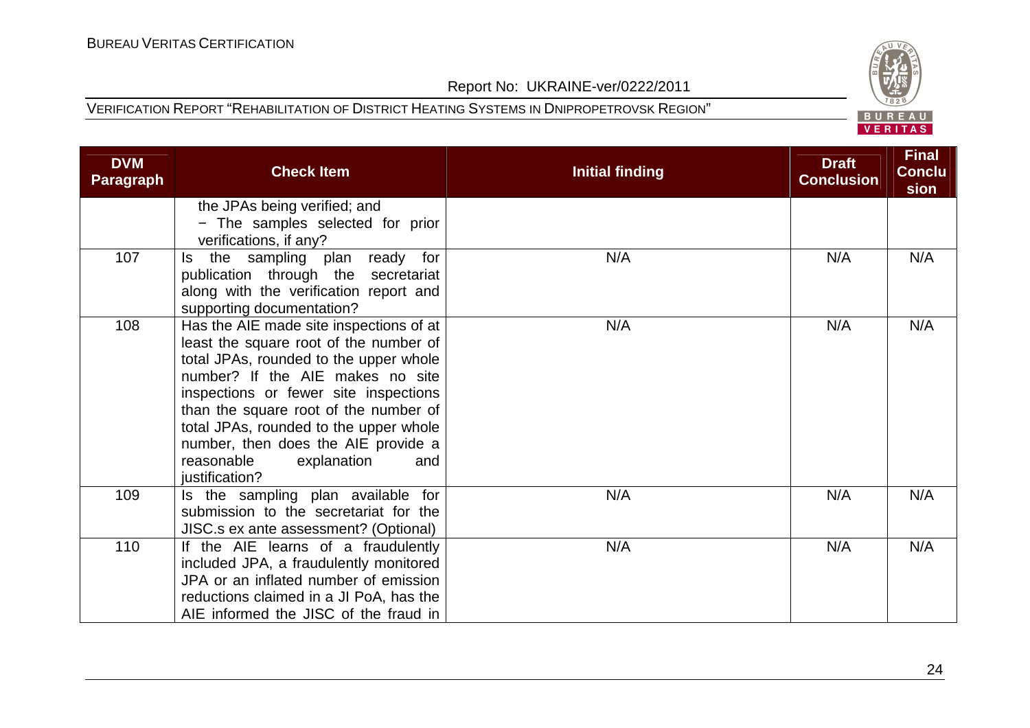| DVM Paragraph | Check Item | Initial finding | Draft Conclusion | Final Conclusion |
|---|---|---|---|---|
| | the JPAs being verified; and<br>− The samples selected for prior verifications, if any? | | | |
| 107 | Is the sampling plan ready for publication through the secretariat along with the verification report and supporting documentation? | N/A | N/A | N/A |
| 108 | Has the AIE made site inspections of at least the square root of the number of total JPAs, rounded to the upper whole number? If the AIE makes no site inspections or fewer site inspections than the square root of the number of total JPAs, rounded to the upper whole number, then does the AIE provide a reasonable explanation and justification? | N/A | N/A | N/A |
| 109 | Is the sampling plan available for submission to the secretariat for the JISC.s ex ante assessment? (Optional) | N/A | N/A | N/A |
| 110 | If the AIE learns of a fraudulently included JPA, a fraudulently monitored JPA or an inflated number of emission reductions claimed in a JI PoA, has the AIE informed the JISC of the fraud in | N/A | N/A | N/A |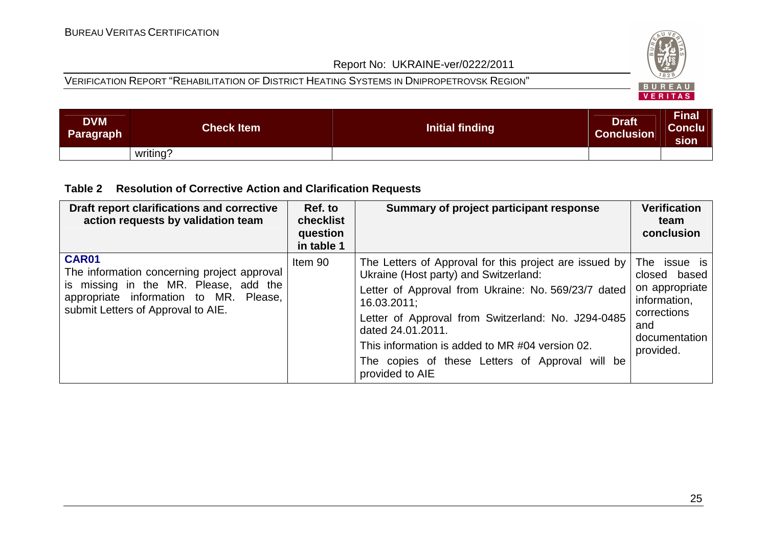| DVM Paragraph | Check Item | Initial finding | Draft Conclusion | Final Conclusion |
|---|---|---|---|---|
| | writing? | | | |

**Table 2 Resolution of Corrective Action and Clarification Requests**

| Draft report clarifications and corrective action requests by validation team | Ref. to checklist question in table 1 | Summary of project participant response | Verification team conclusion |
|---|---|---|---|
| **CAR01** The information concerning project approval is missing in the MR. Please, add the appropriate information to MR. Please, submit Letters of Approval to AIE. | Item 90 | The Letters of Approval for this project are issued by Ukraine (Host party) and Switzerland: Letter of Approval from Ukraine: No. 569/23/7 dated 16.03.2011; Letter of Approval from Switzerland: No. J294-0485 dated 24.01.2011. This information is added to MR #04 version 02. The copies of these Letters of Approval will be provided to AIE | The issue is closed based on appropriate information, corrections and documentation provided. |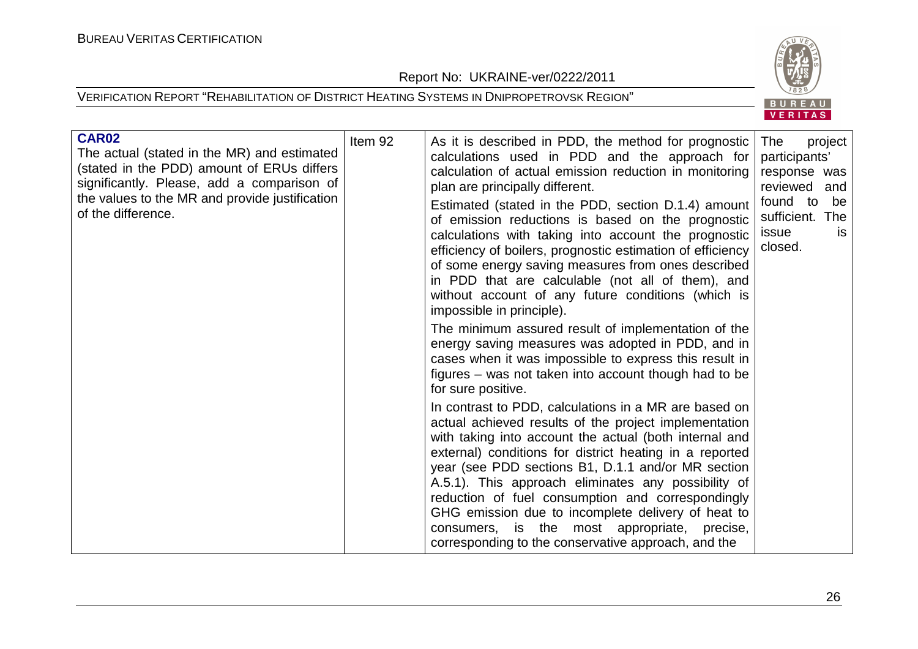| **CAR02** The actual (stated in the MR) and estimated (stated in the PDD) amount of ERUs differs significantly. Please, add a comparison of the values to the MR and provide justification of the difference. | Item 92 | As it is described in PDD, the method for prognostic calculations used in PDD and the approach for calculation of actual emission reduction in monitoring plan are principally different.<br><br>Estimated (stated in the PDD, section D.1.4) amount of emission reductions is based on the prognostic calculations with taking into account the prognostic efficiency of boilers, prognostic estimation of efficiency of some energy saving measures from ones described in PDD that are calculable (not all of them), and without account of any future conditions (which is impossible in principle).<br><br>The minimum assured result of implementation of the energy saving measures was adopted in PDD, and in cases when it was impossible to express this result in figures – was not taken into account though had to be for sure positive.<br><br>In contrast to PDD, calculations in a MR are based on actual achieved results of the project implementation with taking into account the actual (both internal and external) conditions for district heating in a reported year (see PDD sections B1, D.1.1 and/or MR section A.5.1). This approach eliminates any possibility of reduction of fuel consumption and correspondingly GHG emission due to incomplete delivery of heat to consumers, is the most appropriate, precise, corresponding to the conservative approach, and the | The project participants' response was reviewed and found to be sufficient. The issue is closed. |
|---|---|---|---|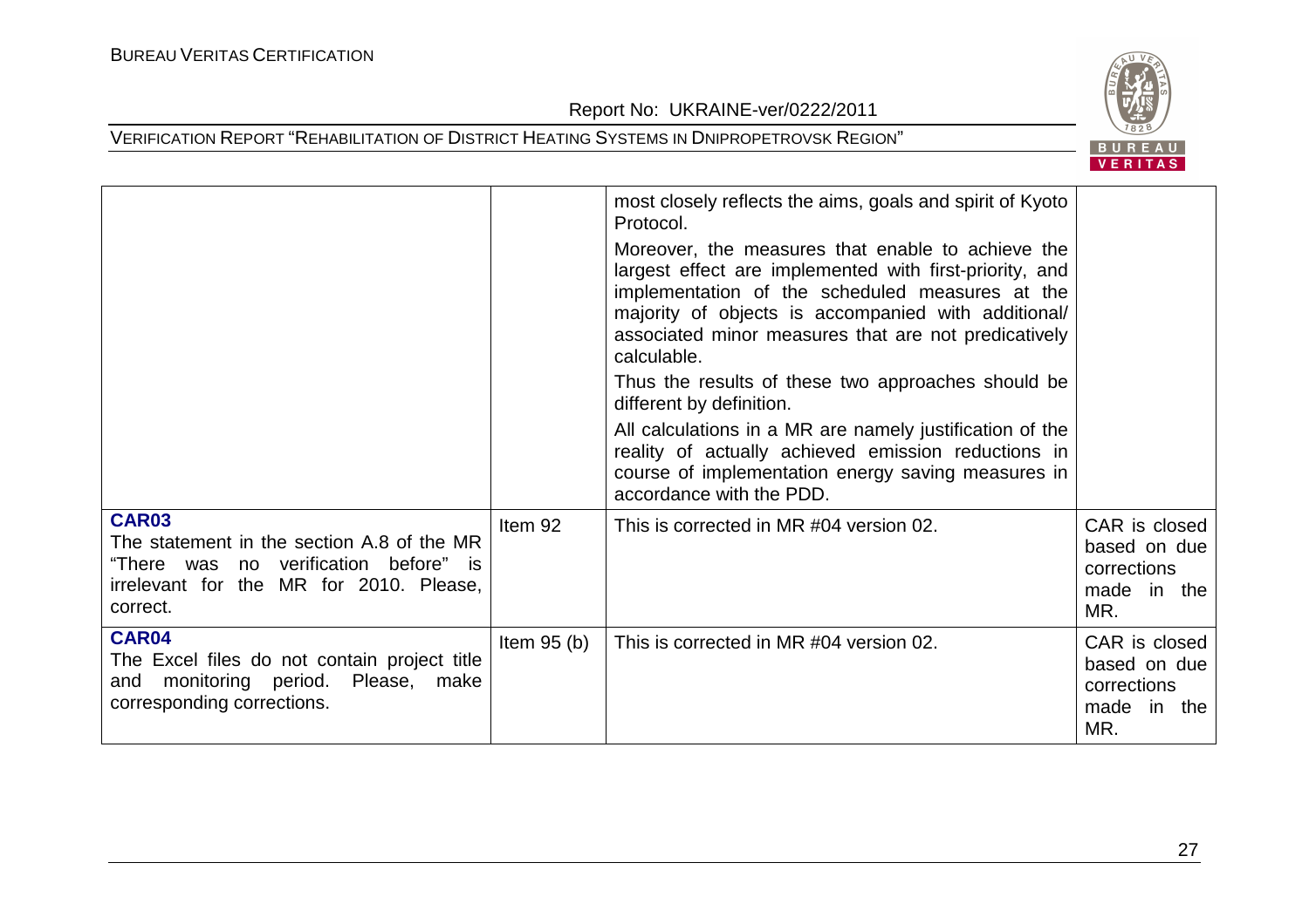| | | | |
|---|---|---|---|
| | | most closely reflects the aims, goals and spirit of Kyoto Protocol.<br><br>Moreover, the measures that enable to achieve the largest effect are implemented with first-priority, and implementation of the scheduled measures at the majority of objects is accompanied with additional/ associated minor measures that are not predicatively calculable.<br><br>Thus the results of these two approaches should be different by definition.<br><br>All calculations in a MR are namely justification of the reality of actually achieved emission reductions in course of implementation energy saving measures in accordance with the PDD. | |
| **CAR03**<br>The statement in the section A.8 of the MR "There was no verification before" is irrelevant for the MR for 2010. Please, correct. | Item 92 | This is corrected in MR #04 version 02. | CAR is closed based on due corrections made in the MR. |
| **CAR04**<br>The Excel files do not contain project title and monitoring period. Please, make corresponding corrections. | Item 95 (b) | This is corrected in MR #04 version 02. | CAR is closed based on due corrections made in the MR. |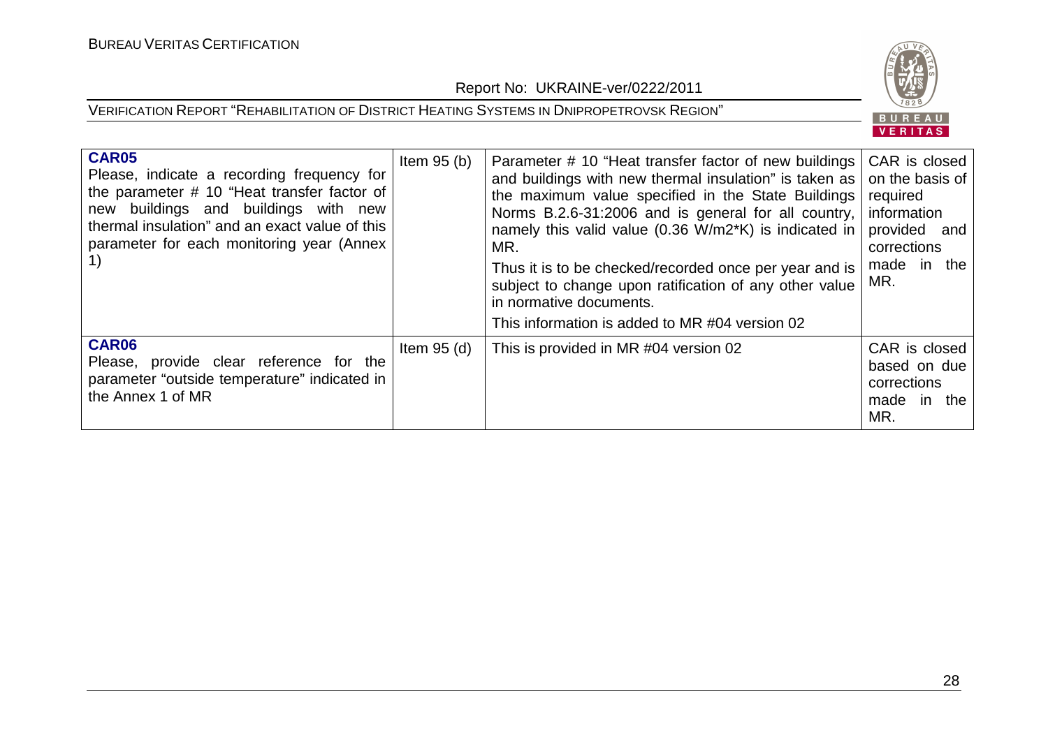| | | | |
|---|---|---|---|
| **CAR05**<br>Please, indicate a recording frequency for the parameter # 10 "Heat transfer factor of new buildings and buildings with new thermal insulation" and an exact value of this parameter for each monitoring year (Annex 1) | Item 95 (b) | Parameter # 10 "Heat transfer factor of new buildings and buildings with new thermal insulation" is taken as the maximum value specified in the State Buildings Norms B.2.6-31:2006 and is general for all country, namely this valid value (0.36 W/m2*K) is indicated in MR.<br>Thus it is to be checked/recorded once per year and is subject to change upon ratification of any other value in normative documents.<br>This information is added to MR #04 version 02 | CAR is closed on the basis of required information provided and corrections made in the MR. |
| **CAR06**<br>Please, provide clear reference for the parameter "outside temperature" indicated in the Annex 1 of MR | Item 95 (d) | This is provided in MR #04 version 02 | CAR is closed based on due corrections made in the MR. |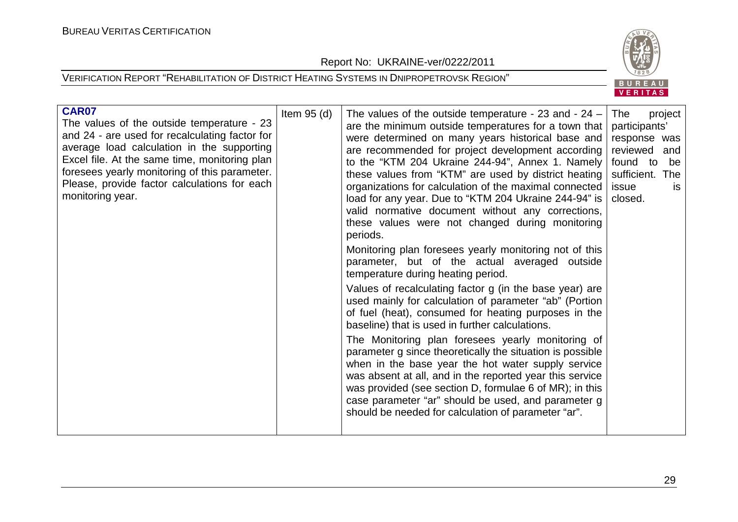| **CAR07**<br>The values of the outside temperature - 23 and 24 - are used for recalculating factor for average load calculation in the supporting Excel file. At the same time, monitoring plan foresees yearly monitoring of this parameter. Please, provide factor calculations for each monitoring year. | Item 95 (d) | The values of the outside temperature - 23 and - 24 – are the minimum outside temperatures for a town that were determined on many years historical base and are recommended for project development according to the "KTM 204 Ukraine 244-94", Annex 1. Namely these values from "KTM" are used by district heating organizations for calculation of the maximal connected load for any year. Due to "KTM 204 Ukraine 244-94" is valid normative document without any corrections, these values were not changed during monitoring periods.<br>Monitoring plan foresees yearly monitoring not of this parameter, but of the actual averaged outside temperature during heating period.<br>Values of recalculating factor g (in the base year) are used mainly for calculation of parameter "ab" (Portion of fuel (heat), consumed for heating purposes in the baseline) that is used in further calculations.<br>The Monitoring plan foresees yearly monitoring of parameter g since theoretically the situation is possible when in the base year the hot water supply service was absent at all, and in the reported year this service was provided (see section D, formulae 6 of MR); in this case parameter "ar" should be used, and parameter g should be needed for calculation of parameter "ar". | The project participants' response was reviewed and found to be sufficient. The issue is closed. |
|---|---|---|---|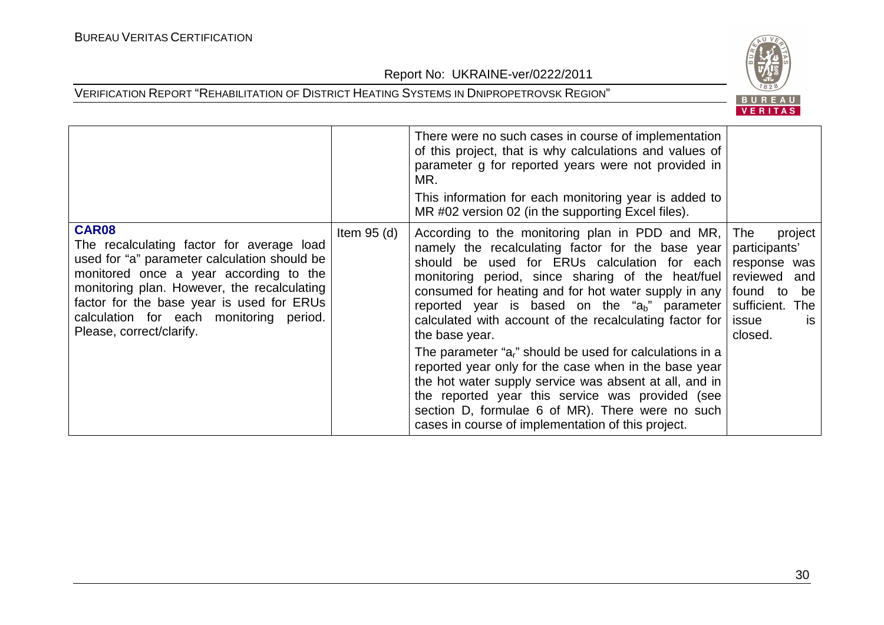| | | | |
|---|---|---|---|
| | | There were no such cases in course of implementation of this project, that is why calculations and values of parameter g for reported years were not provided in MR.<br>This information for each monitoring year is added to MR #02 version 02 (in the supporting Excel files). | |
| **CAR08**<br>The recalculating factor for average load used for "a" parameter calculation should be monitored once a year according to the monitoring plan. However, the recalculating factor for the base year is used for ERUs calculation for each monitoring period. Please, correct/clarify. | Item 95 (d) | According to the monitoring plan in PDD and MR, namely the recalculating factor for the base year should be used for ERUs calculation for each monitoring period, since sharing of the heat/fuel consumed for heating and for hot water supply in any reported year is based on the "$a_b$" parameter calculated with account of the recalculating factor for the base year.<br>The parameter "$a_r$" should be used for calculations in a reported year only for the case when in the base year the hot water supply service was absent at all, and in the reported year this service was provided (see section D, formulae 6 of MR). There were no such cases in course of implementation of this project. | The project participants' response was reviewed and found to be sufficient. The issue is closed. |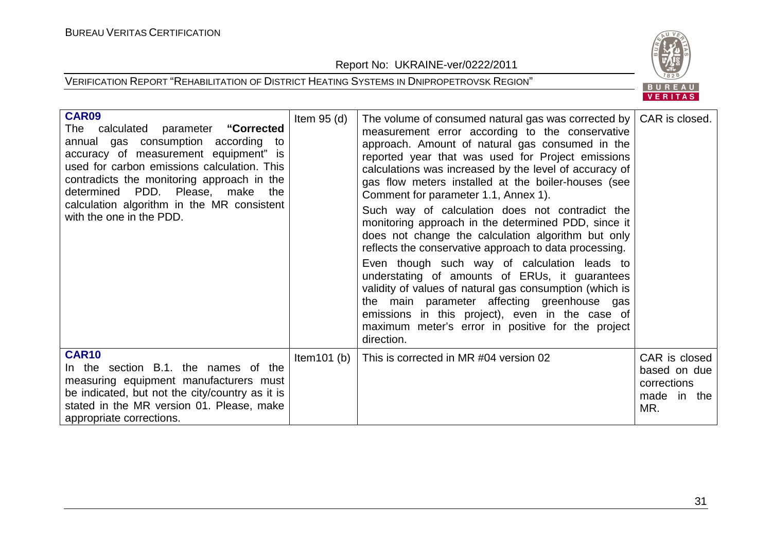| | | | |
|---|---|---|---|
| **CAR09**<br>The calculated parameter **"Corrected annual gas consumption according to accuracy of measurement equipment"** is used for carbon emissions calculation. This contradicts the monitoring approach in the determined PDD. Please, make the calculation algorithm in the MR consistent with the one in the PDD. | Item 95 (d) | The volume of consumed natural gas was corrected by measurement error according to the conservative approach. Amount of natural gas consumed in the reported year that was used for Project emissions calculations was increased by the level of accuracy of gas flow meters installed at the boiler-houses (see Comment for parameter 1.1, Annex 1).<br>Such way of calculation does not contradict the monitoring approach in the determined PDD, since it does not change the calculation algorithm but only reflects the conservative approach to data processing.<br>Even though such way of calculation leads to understating of amounts of ERUs, it guarantees validity of values of natural gas consumption (which is the main parameter affecting greenhouse gas emissions in this project), even in the case of maximum meter's error in positive for the project direction. | CAR is closed. |
| **CAR10**<br>In the section B.1. the names of the measuring equipment manufacturers must be indicated, but not the city/country as it is stated in the MR version 01. Please, make appropriate corrections. | Item101 (b) | This is corrected in MR #04 version 02 | CAR is closed based on due corrections made in the MR. |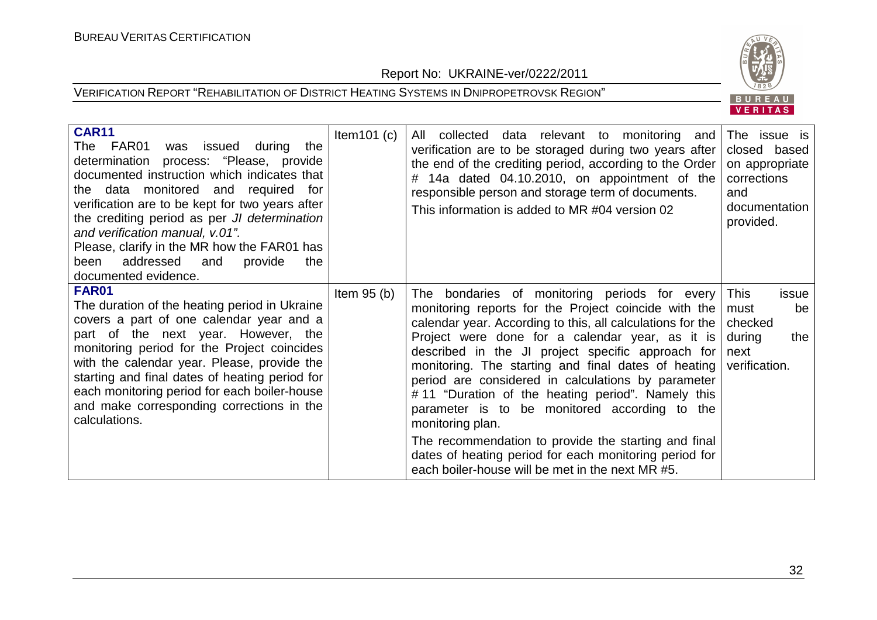| | | | |
|---|---|---|---|
| **CAR11**<br>The FAR01 was issued during the determination process: "Please, provide documented instruction which indicates that the data monitored and required for verification are to be kept for two years after the crediting period as per *JI determination and verification manual, v.01".*<br>Please, clarify in the MR how the FAR01 has been addressed and provide the documented evidence. | Item101 (c) | All collected data relevant to monitoring and verification are to be storaged during two years after the end of the crediting period, according to the Order # 14a dated 04.10.2010, on appointment of the responsible person and storage term of documents.<br>This information is added to MR #04 version 02 | The issue is closed based on appropriate corrections and documentation provided. |
| **FAR01**<br>The duration of the heating period in Ukraine covers a part of one calendar year and a part of the next year. However, the monitoring period for the Project coincides with the calendar year. Please, provide the starting and final dates of heating period for each monitoring period for each boiler-house and make corresponding corrections in the calculations. | Item 95 (b) | The bondaries of monitoring periods for every monitoring reports for the Project coincide with the calendar year. According to this, all calculations for the Project were done for a calendar year, as it is described in the JI project specific approach for monitoring. The starting and final dates of heating period are considered in calculations by parameter # 11 "Duration of the heating period". Namely this parameter is to be monitored according to the monitoring plan.<br>The recommendation to provide the starting and final dates of heating period for each monitoring period for each boiler-house will be met in the next MR #5. | This issue must be checked during the next verification. |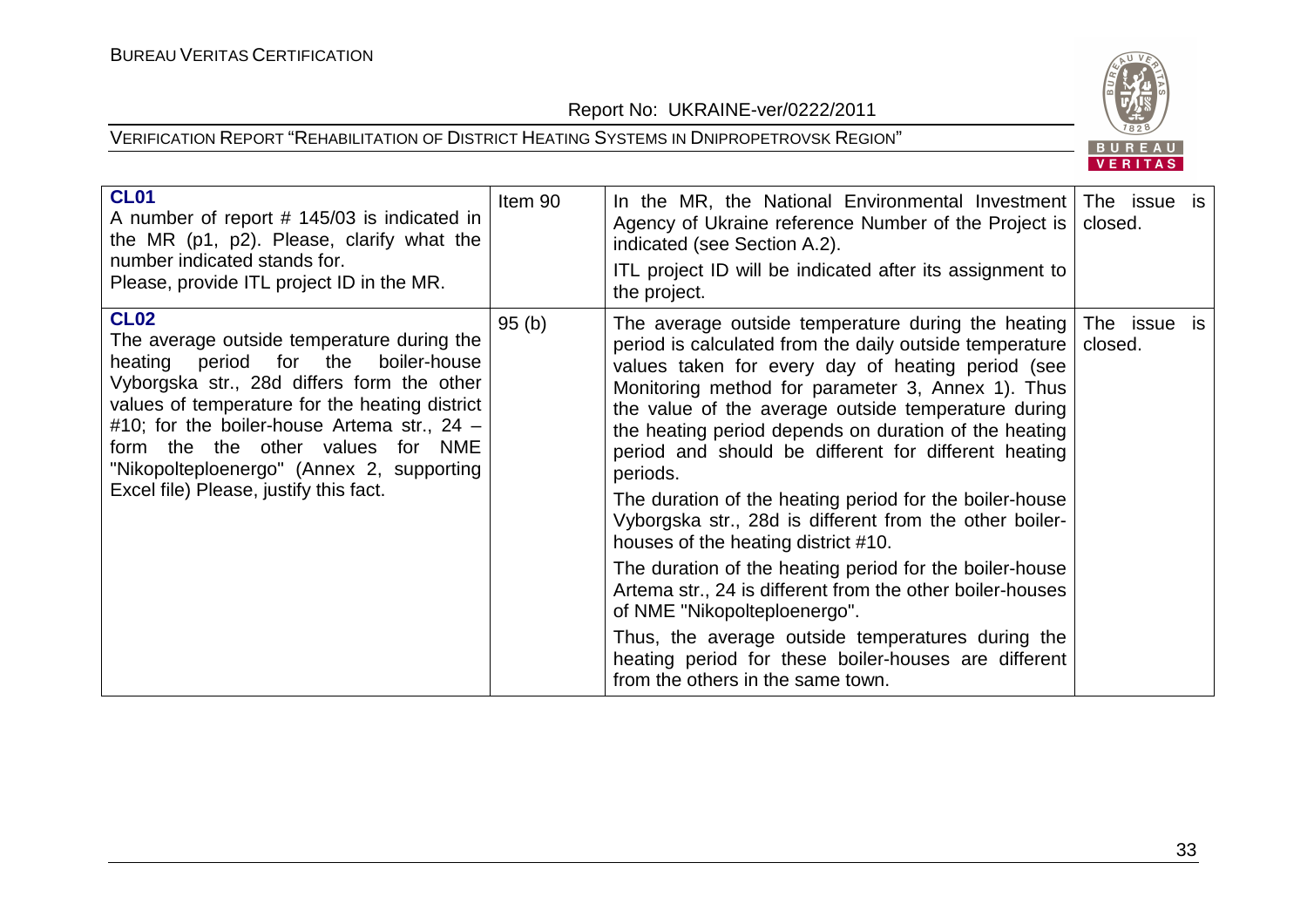| **CL01** A number of report # 145/03 is indicated in the MR (p1, p2). Please, clarify what the number indicated stands for. Please, provide ITL project ID in the MR. | Item 90 | In the MR, the National Environmental Investment Agency of Ukraine reference Number of the Project is indicated (see Section A.2). ITL project ID will be indicated after its assignment to the project. | The issue is closed. |
|---|---|---|---|
| **CL02** The average outside temperature during the heating period for the boiler-house Vyborgska str., 28d differs form the other values of temperature for the heating district #10; for the boiler-house Artema str., 24 – form the the other values for NME "Nikopolteploenergo" (Annex 2, supporting Excel file) Please, justify this fact. | 95 (b) | The average outside temperature during the heating period is calculated from the daily outside temperature values taken for every day of heating period (see Monitoring method for parameter 3, Annex 1). Thus the value of the average outside temperature during the heating period depends on duration of the heating period and should be different for different heating periods. The duration of the heating period for the boiler-house Vyborgska str., 28d is different from the other boiler-houses of the heating district #10. The duration of the heating period for the boiler-house Artema str., 24 is different from the other boiler-houses of NME "Nikopolteploenergo". Thus, the average outside temperatures during the heating period for these boiler-houses are different from the others in the same town. | The issue is closed. |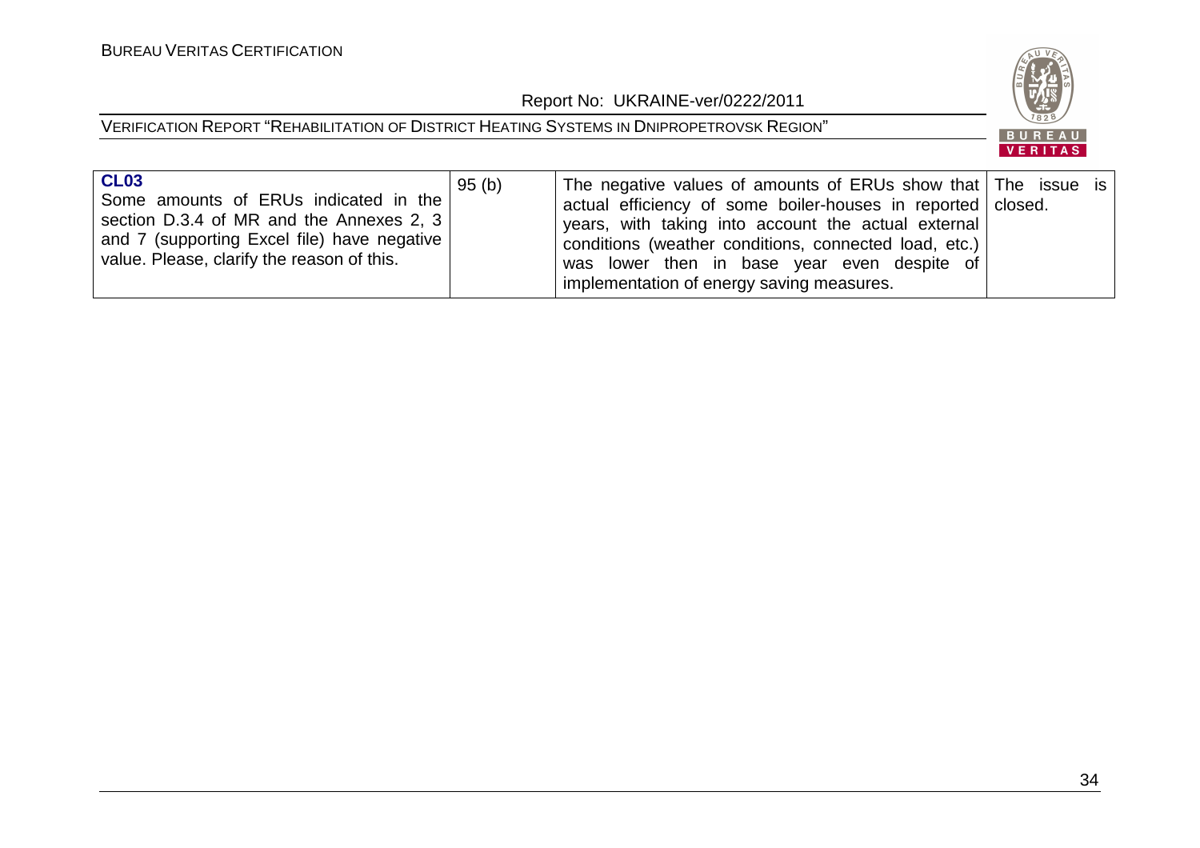| | | | |
|---|---|---|---|
| **CL03** Some amounts of ERUs indicated in the section D.3.4 of MR and the Annexes 2, 3 and 7 (supporting Excel file) have negative value. Please, clarify the reason of this. | 95 (b) | The negative values of amounts of ERUs show that actual efficiency of some boiler-houses in reported years, with taking into account the actual external conditions (weather conditions, connected load, etc.) was lower then in base year even despite of implementation of energy saving measures. | The issue is closed. |